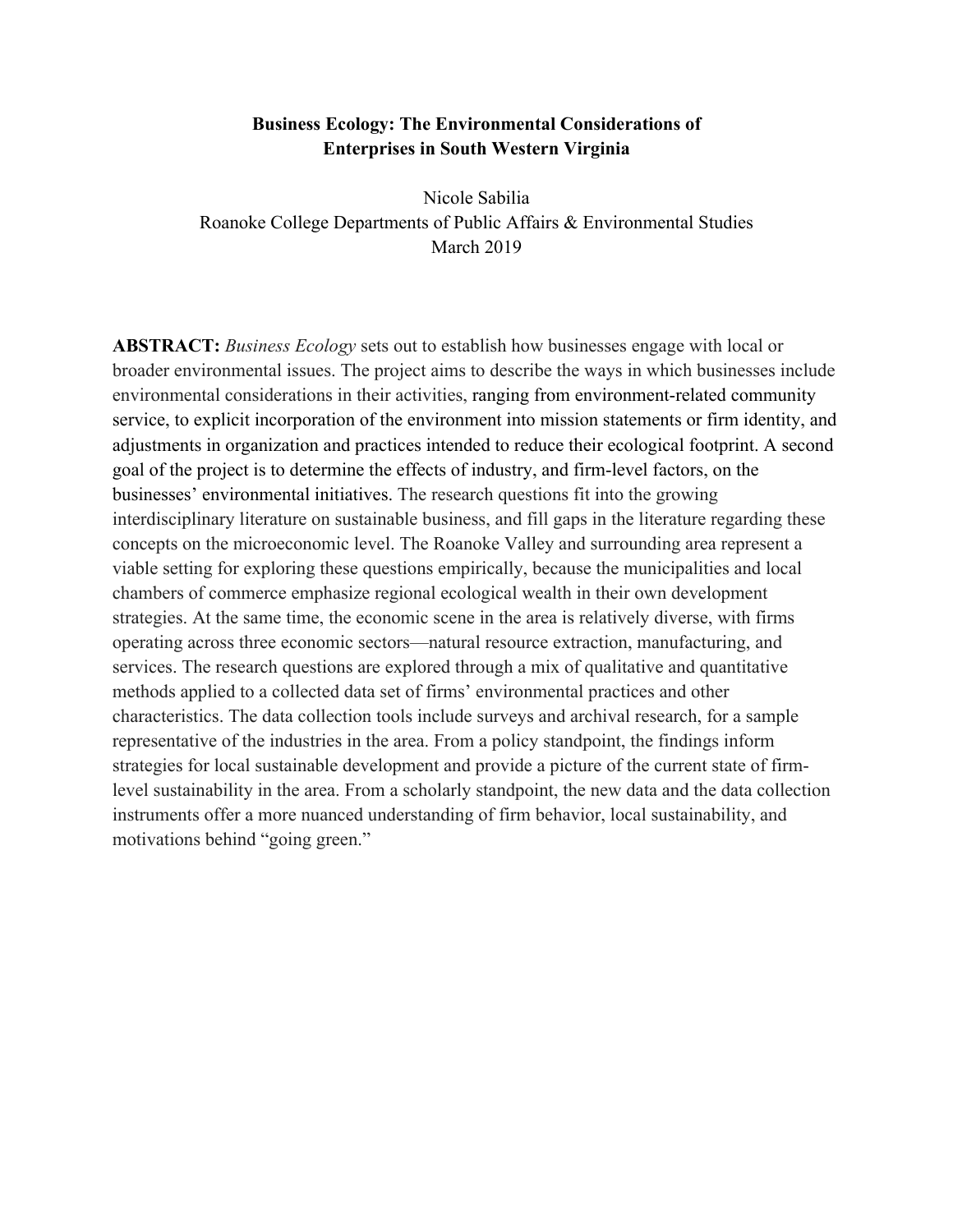# Business Ecology: The Environmental Considerations of Enterprises in South Western Virginia

Nicole Sabilia
Roanoke College Departments of Public Affairs & Environmental Studies
March 2019

**ABSTRACT:** *Business Ecology* sets out to establish how businesses engage with local or broader environmental issues. The project aims to describe the ways in which businesses include environmental considerations in their activities, ranging from environment-related community service, to explicit incorporation of the environment into mission statements or firm identity, and adjustments in organization and practices intended to reduce their ecological footprint. A second goal of the project is to determine the effects of industry, and firm-level factors, on the businesses' environmental initiatives. The research questions fit into the growing interdisciplinary literature on sustainable business, and fill gaps in the literature regarding these concepts on the microeconomic level. The Roanoke Valley and surrounding area represent a viable setting for exploring these questions empirically, because the municipalities and local chambers of commerce emphasize regional ecological wealth in their own development strategies. At the same time, the economic scene in the area is relatively diverse, with firms operating across three economic sectors—natural resource extraction, manufacturing, and services. The research questions are explored through a mix of qualitative and quantitative methods applied to a collected data set of firms' environmental practices and other characteristics. The data collection tools include surveys and archival research, for a sample representative of the industries in the area. From a policy standpoint, the findings inform strategies for local sustainable development and provide a picture of the current state of firm-level sustainability in the area. From a scholarly standpoint, the new data and the data collection instruments offer a more nuanced understanding of firm behavior, local sustainability, and motivations behind "going green."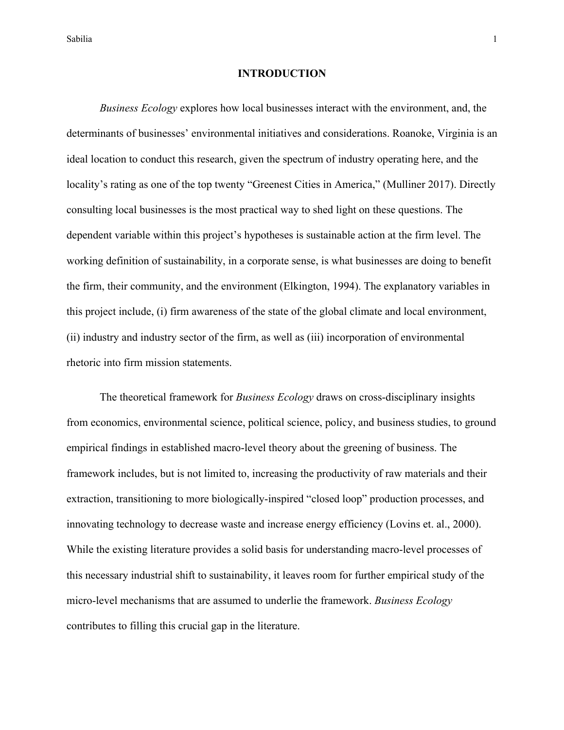# INTRODUCTION

*Business Ecology* explores how local businesses interact with the environment, and, the determinants of businesses' environmental initiatives and considerations. Roanoke, Virginia is an ideal location to conduct this research, given the spectrum of industry operating here, and the locality's rating as one of the top twenty "Greenest Cities in America," (Mulliner 2017). Directly consulting local businesses is the most practical way to shed light on these questions. The dependent variable within this project's hypotheses is sustainable action at the firm level. The working definition of sustainability, in a corporate sense, is what businesses are doing to benefit the firm, their community, and the environment (Elkington, 1994). The explanatory variables in this project include, (i) firm awareness of the state of the global climate and local environment, (ii) industry and industry sector of the firm, as well as (iii) incorporation of environmental rhetoric into firm mission statements.

The theoretical framework for *Business Ecology* draws on cross-disciplinary insights from economics, environmental science, political science, policy, and business studies, to ground empirical findings in established macro-level theory about the greening of business. The framework includes, but is not limited to, increasing the productivity of raw materials and their extraction, transitioning to more biologically-inspired "closed loop" production processes, and innovating technology to decrease waste and increase energy efficiency (Lovins et. al., 2000). While the existing literature provides a solid basis for understanding macro-level processes of this necessary industrial shift to sustainability, it leaves room for further empirical study of the micro-level mechanisms that are assumed to underlie the framework. *Business Ecology* contributes to filling this crucial gap in the literature.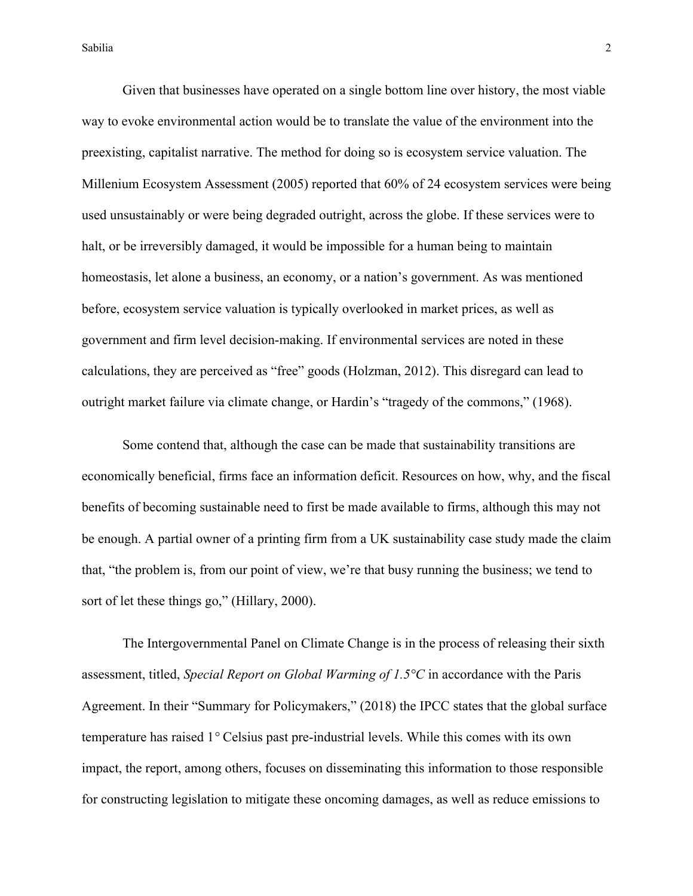Given that businesses have operated on a single bottom line over history, the most viable way to evoke environmental action would be to translate the value of the environment into the preexisting, capitalist narrative. The method for doing so is ecosystem service valuation. The Millenium Ecosystem Assessment (2005) reported that 60% of 24 ecosystem services were being used unsustainably or were being degraded outright, across the globe. If these services were to halt, or be irreversibly damaged, it would be impossible for a human being to maintain homeostasis, let alone a business, an economy, or a nation's government. As was mentioned before, ecosystem service valuation is typically overlooked in market prices, as well as government and firm level decision-making. If environmental services are noted in these calculations, they are perceived as "free" goods (Holzman, 2012). This disregard can lead to outright market failure via climate change, or Hardin's "tragedy of the commons," (1968).

Some contend that, although the case can be made that sustainability transitions are economically beneficial, firms face an information deficit. Resources on how, why, and the fiscal benefits of becoming sustainable need to first be made available to firms, although this may not be enough. A partial owner of a printing firm from a UK sustainability case study made the claim that, "the problem is, from our point of view, we're that busy running the business; we tend to sort of let these things go," (Hillary, 2000).

The Intergovernmental Panel on Climate Change is in the process of releasing their sixth assessment, titled, *Special Report on Global Warming of 1.5°C* in accordance with the Paris Agreement. In their "Summary for Policymakers," (2018) the IPCC states that the global surface temperature has raised 1° Celsius past pre-industrial levels. While this comes with its own impact, the report, among others, focuses on disseminating this information to those responsible for constructing legislation to mitigate these oncoming damages, as well as reduce emissions to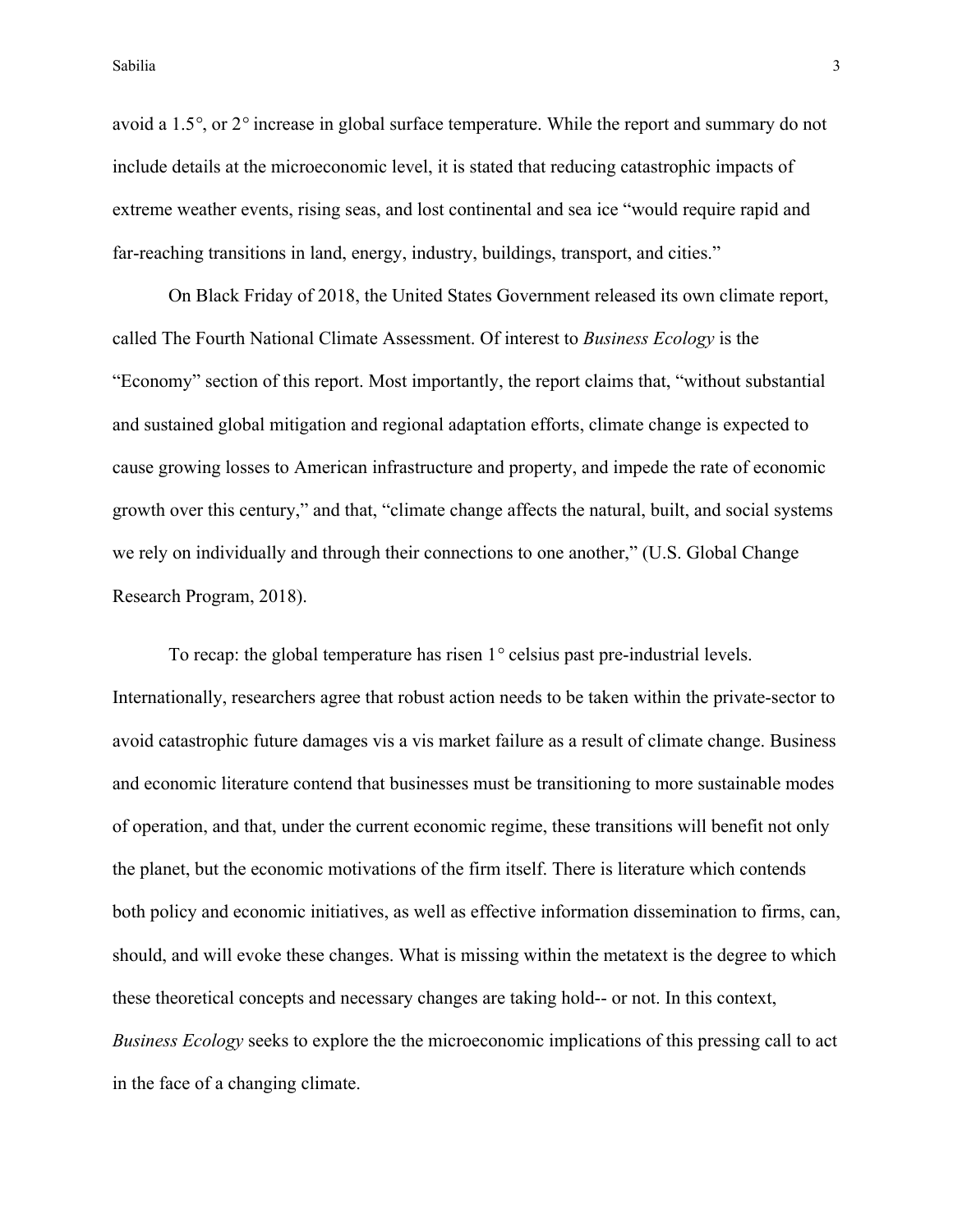avoid a 1.5°, or 2° increase in global surface temperature. While the report and summary do not include details at the microeconomic level, it is stated that reducing catastrophic impacts of extreme weather events, rising seas, and lost continental and sea ice "would require rapid and far-reaching transitions in land, energy, industry, buildings, transport, and cities."

On Black Friday of 2018, the United States Government released its own climate report, called The Fourth National Climate Assessment. Of interest to *Business Ecology* is the "Economy" section of this report. Most importantly, the report claims that, "without substantial and sustained global mitigation and regional adaptation efforts, climate change is expected to cause growing losses to American infrastructure and property, and impede the rate of economic growth over this century," and that, "climate change affects the natural, built, and social systems we rely on individually and through their connections to one another," (U.S. Global Change Research Program, 2018).

To recap: the global temperature has risen 1° celsius past pre-industrial levels. Internationally, researchers agree that robust action needs to be taken within the private-sector to avoid catastrophic future damages vis a vis market failure as a result of climate change. Business and economic literature contend that businesses must be transitioning to more sustainable modes of operation, and that, under the current economic regime, these transitions will benefit not only the planet, but the economic motivations of the firm itself. There is literature which contends both policy and economic initiatives, as well as effective information dissemination to firms, can, should, and will evoke these changes. What is missing within the metatext is the degree to which these theoretical concepts and necessary changes are taking hold-- or not. In this context, *Business Ecology* seeks to explore the the microeconomic implications of this pressing call to act in the face of a changing climate.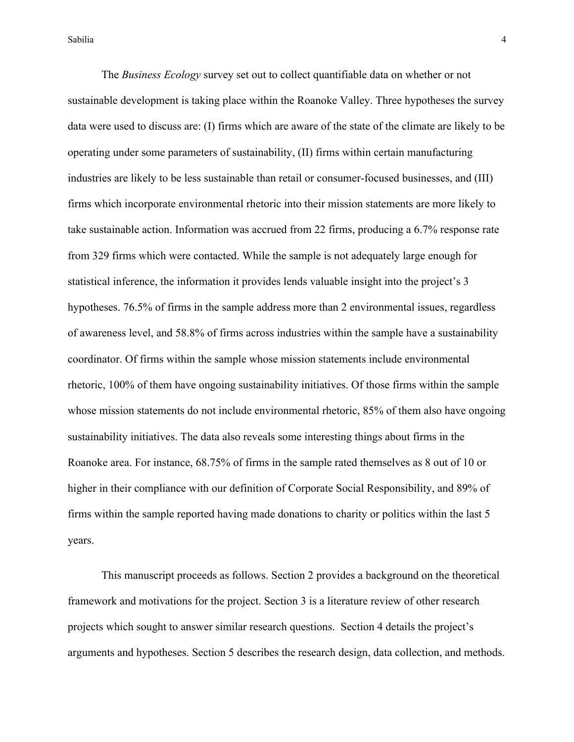The *Business Ecology* survey set out to collect quantifiable data on whether or not sustainable development is taking place within the Roanoke Valley. Three hypotheses the survey data were used to discuss are: (I) firms which are aware of the state of the climate are likely to be operating under some parameters of sustainability, (II) firms within certain manufacturing industries are likely to be less sustainable than retail or consumer-focused businesses, and (III) firms which incorporate environmental rhetoric into their mission statements are more likely to take sustainable action. Information was accrued from 22 firms, producing a 6.7% response rate from 329 firms which were contacted. While the sample is not adequately large enough for statistical inference, the information it provides lends valuable insight into the project's 3 hypotheses. 76.5% of firms in the sample address more than 2 environmental issues, regardless of awareness level, and 58.8% of firms across industries within the sample have a sustainability coordinator. Of firms within the sample whose mission statements include environmental rhetoric, 100% of them have ongoing sustainability initiatives. Of those firms within the sample whose mission statements do not include environmental rhetoric, 85% of them also have ongoing sustainability initiatives. The data also reveals some interesting things about firms in the Roanoke area. For instance, 68.75% of firms in the sample rated themselves as 8 out of 10 or higher in their compliance with our definition of Corporate Social Responsibility, and 89% of firms within the sample reported having made donations to charity or politics within the last 5 years.

This manuscript proceeds as follows. Section 2 provides a background on the theoretical framework and motivations for the project. Section 3 is a literature review of other research projects which sought to answer similar research questions. Section 4 details the project's arguments and hypotheses. Section 5 describes the research design, data collection, and methods.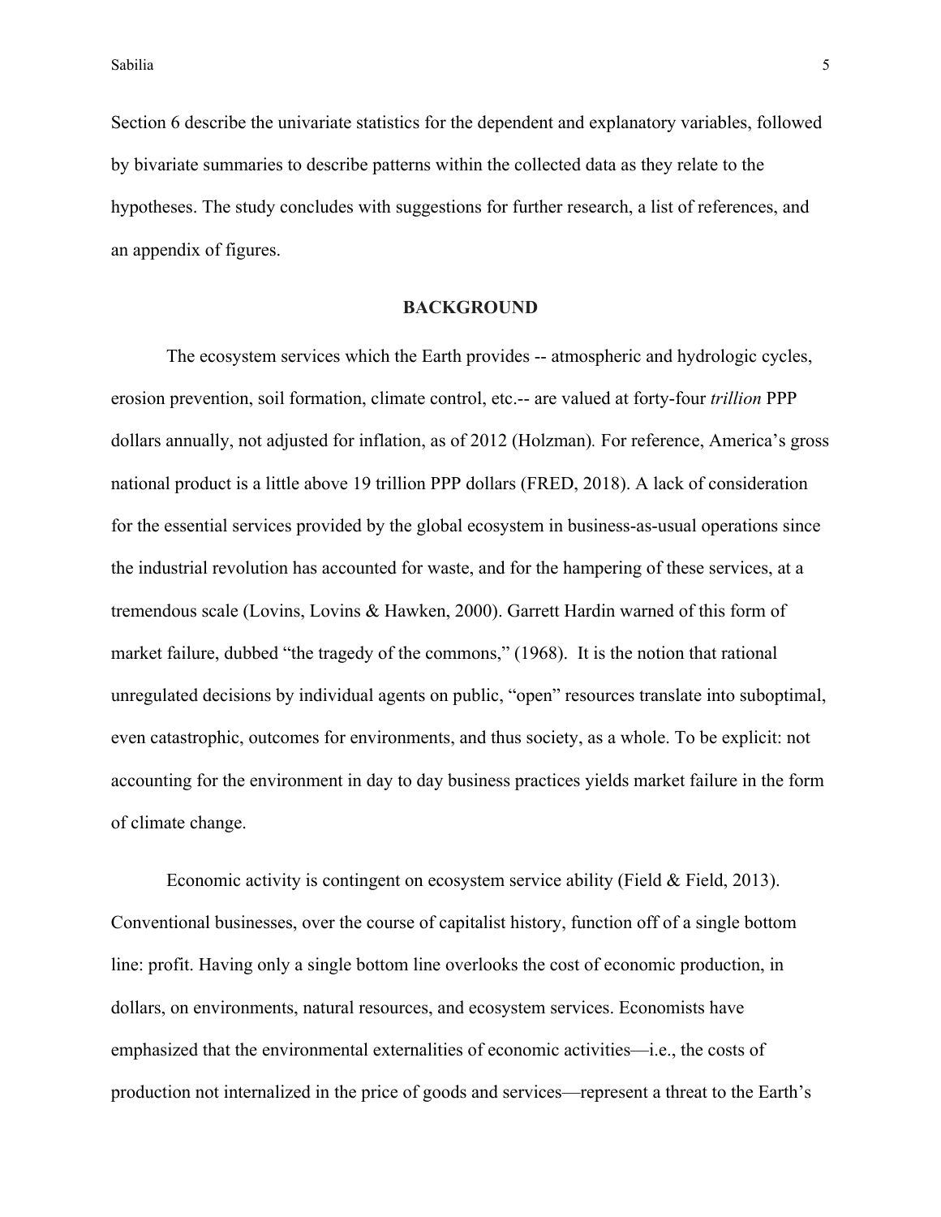Section 6 describe the univariate statistics for the dependent and explanatory variables, followed by bivariate summaries to describe patterns within the collected data as they relate to the hypotheses. The study concludes with suggestions for further research, a list of references, and an appendix of figures.

## BACKGROUND

The ecosystem services which the Earth provides -- atmospheric and hydrologic cycles, erosion prevention, soil formation, climate control, etc.-- are valued at forty-four *trillion* PPP dollars annually, not adjusted for inflation, as of 2012 (Holzman). For reference, America's gross national product is a little above 19 trillion PPP dollars (FRED, 2018). A lack of consideration for the essential services provided by the global ecosystem in business-as-usual operations since the industrial revolution has accounted for waste, and for the hampering of these services, at a tremendous scale (Lovins, Lovins & Hawken, 2000). Garrett Hardin warned of this form of market failure, dubbed "the tragedy of the commons," (1968). It is the notion that rational unregulated decisions by individual agents on public, "open" resources translate into suboptimal, even catastrophic, outcomes for environments, and thus society, as a whole. To be explicit: not accounting for the environment in day to day business practices yields market failure in the form of climate change.

Economic activity is contingent on ecosystem service ability (Field & Field, 2013). Conventional businesses, over the course of capitalist history, function off of a single bottom line: profit. Having only a single bottom line overlooks the cost of economic production, in dollars, on environments, natural resources, and ecosystem services. Economists have emphasized that the environmental externalities of economic activities—i.e., the costs of production not internalized in the price of goods and services—represent a threat to the Earth's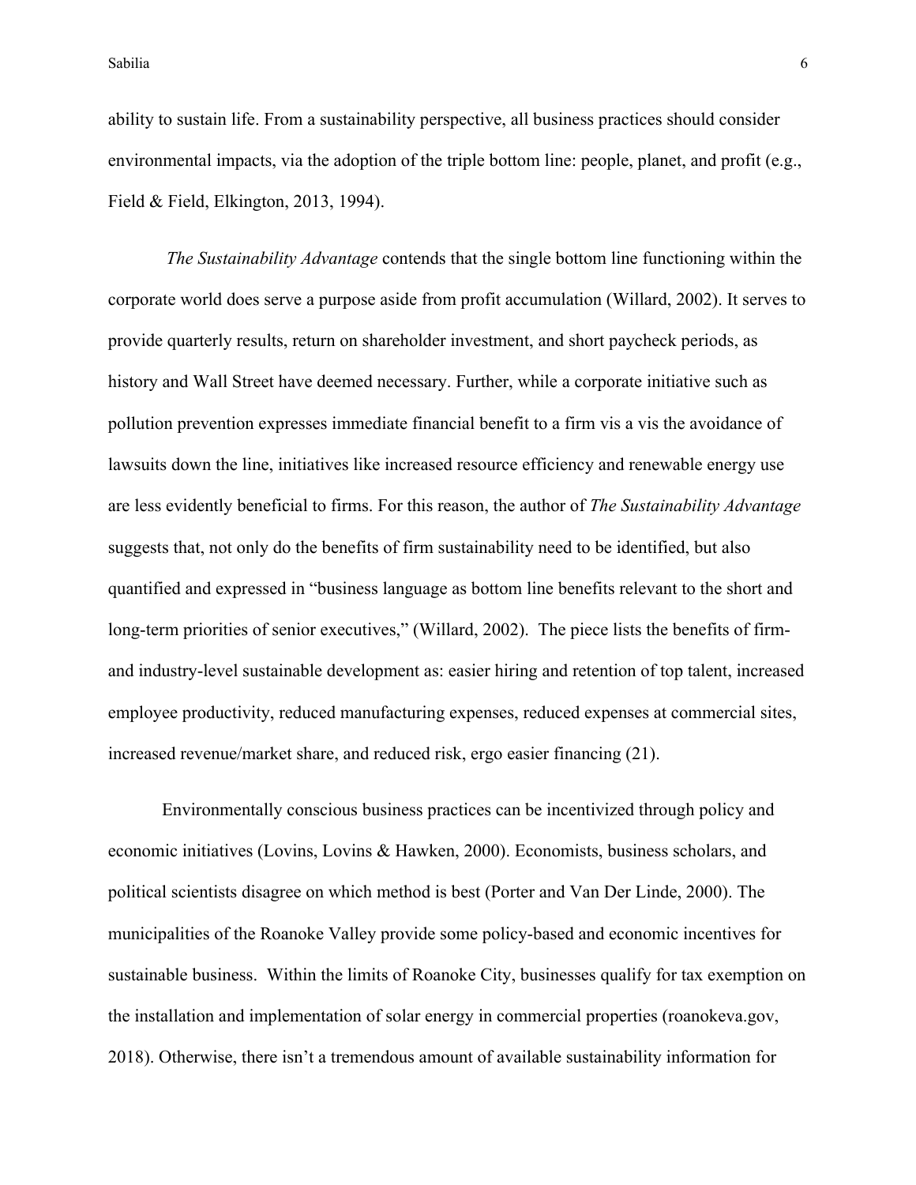ability to sustain life. From a sustainability perspective, all business practices should consider environmental impacts, via the adoption of the triple bottom line: people, planet, and profit (e.g., Field & Field, Elkington, 2013, 1994).

*The Sustainability Advantage* contends that the single bottom line functioning within the corporate world does serve a purpose aside from profit accumulation (Willard, 2002). It serves to provide quarterly results, return on shareholder investment, and short paycheck periods, as history and Wall Street have deemed necessary. Further, while a corporate initiative such as pollution prevention expresses immediate financial benefit to a firm vis a vis the avoidance of lawsuits down the line, initiatives like increased resource efficiency and renewable energy use are less evidently beneficial to firms. For this reason, the author of *The Sustainability Advantage* suggests that, not only do the benefits of firm sustainability need to be identified, but also quantified and expressed in "business language as bottom line benefits relevant to the short and long-term priorities of senior executives," (Willard, 2002). The piece lists the benefits of firm- and industry-level sustainable development as: easier hiring and retention of top talent, increased employee productivity, reduced manufacturing expenses, reduced expenses at commercial sites, increased revenue/market share, and reduced risk, ergo easier financing (21).

Environmentally conscious business practices can be incentivized through policy and economic initiatives (Lovins, Lovins & Hawken, 2000). Economists, business scholars, and political scientists disagree on which method is best (Porter and Van Der Linde, 2000). The municipalities of the Roanoke Valley provide some policy-based and economic incentives for sustainable business. Within the limits of Roanoke City, businesses qualify for tax exemption on the installation and implementation of solar energy in commercial properties (roanokeva.gov, 2018). Otherwise, there isn't a tremendous amount of available sustainability information for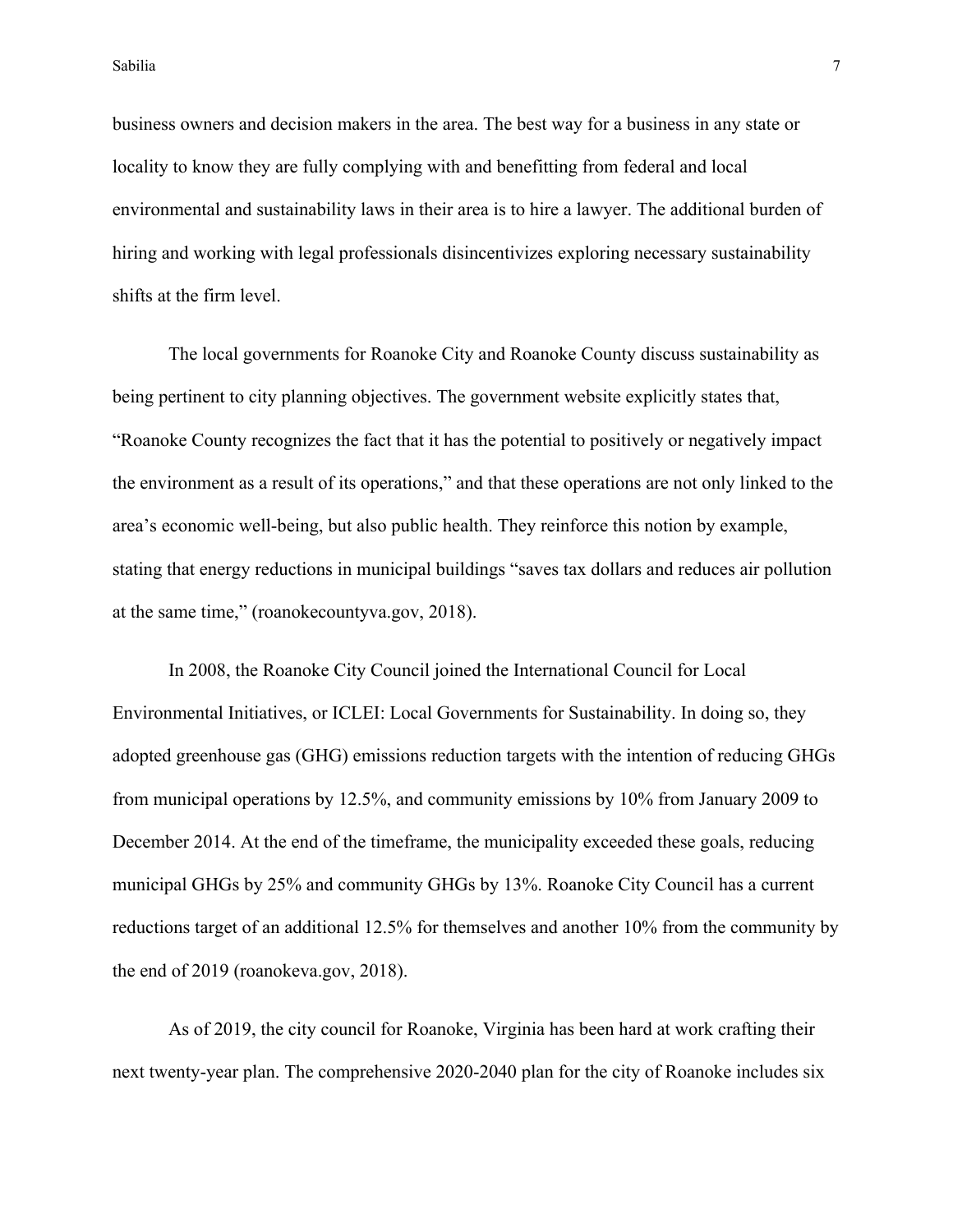business owners and decision makers in the area. The best way for a business in any state or locality to know they are fully complying with and benefitting from federal and local environmental and sustainability laws in their area is to hire a lawyer. The additional burden of hiring and working with legal professionals disincentivizes exploring necessary sustainability shifts at the firm level.

The local governments for Roanoke City and Roanoke County discuss sustainability as being pertinent to city planning objectives. The government website explicitly states that, "Roanoke County recognizes the fact that it has the potential to positively or negatively impact the environment as a result of its operations," and that these operations are not only linked to the area's economic well-being, but also public health. They reinforce this notion by example, stating that energy reductions in municipal buildings "saves tax dollars and reduces air pollution at the same time," (roanokecountyva.gov, 2018).

In 2008, the Roanoke City Council joined the International Council for Local Environmental Initiatives, or ICLEI: Local Governments for Sustainability. In doing so, they adopted greenhouse gas (GHG) emissions reduction targets with the intention of reducing GHGs from municipal operations by 12.5%, and community emissions by 10% from January 2009 to December 2014. At the end of the timeframe, the municipality exceeded these goals, reducing municipal GHGs by 25% and community GHGs by 13%. Roanoke City Council has a current reductions target of an additional 12.5% for themselves and another 10% from the community by the end of 2019 (roanokeva.gov, 2018).

As of 2019, the city council for Roanoke, Virginia has been hard at work crafting their next twenty-year plan. The comprehensive 2020-2040 plan for the city of Roanoke includes six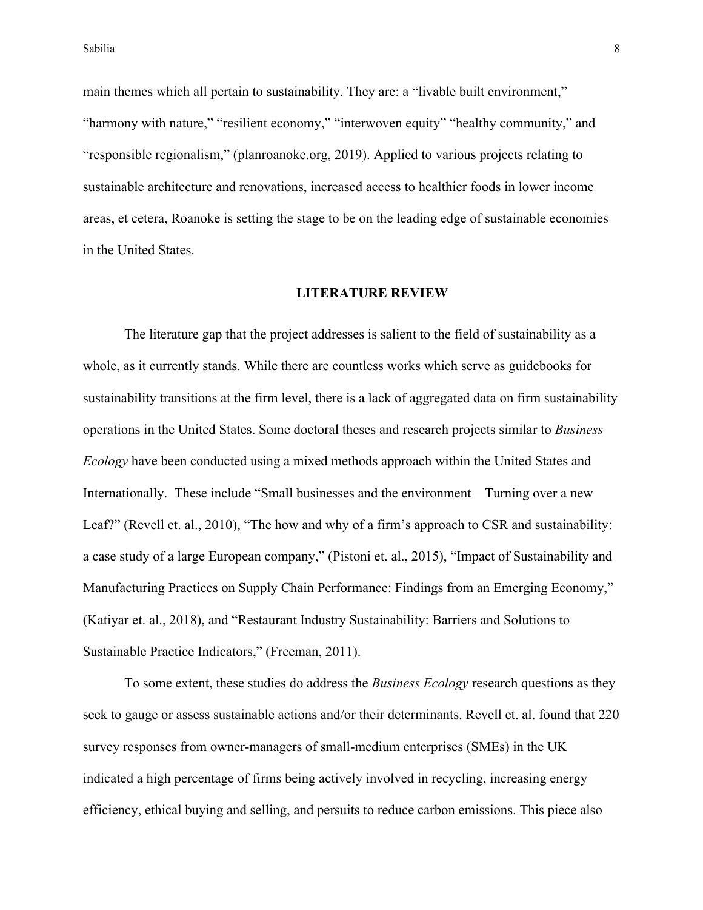main themes which all pertain to sustainability. They are: a "livable built environment," "harmony with nature," "resilient economy," "interwoven equity" "healthy community," and "responsible regionalism," (planroanoke.org, 2019). Applied to various projects relating to sustainable architecture and renovations, increased access to healthier foods in lower income areas, et cetera, Roanoke is setting the stage to be on the leading edge of sustainable economies in the United States.

## LITERATURE REVIEW

The literature gap that the project addresses is salient to the field of sustainability as a whole, as it currently stands. While there are countless works which serve as guidebooks for sustainability transitions at the firm level, there is a lack of aggregated data on firm sustainability operations in the United States. Some doctoral theses and research projects similar to *Business Ecology* have been conducted using a mixed methods approach within the United States and Internationally. These include "Small businesses and the environment—Turning over a new Leaf?" (Revell et. al., 2010), "The how and why of a firm's approach to CSR and sustainability: a case study of a large European company," (Pistoni et. al., 2015), "Impact of Sustainability and Manufacturing Practices on Supply Chain Performance: Findings from an Emerging Economy," (Katiyar et. al., 2018), and "Restaurant Industry Sustainability: Barriers and Solutions to Sustainable Practice Indicators," (Freeman, 2011).

To some extent, these studies do address the *Business Ecology* research questions as they seek to gauge or assess sustainable actions and/or their determinants. Revell et. al. found that 220 survey responses from owner-managers of small-medium enterprises (SMEs) in the UK indicated a high percentage of firms being actively involved in recycling, increasing energy efficiency, ethical buying and selling, and persuits to reduce carbon emissions. This piece also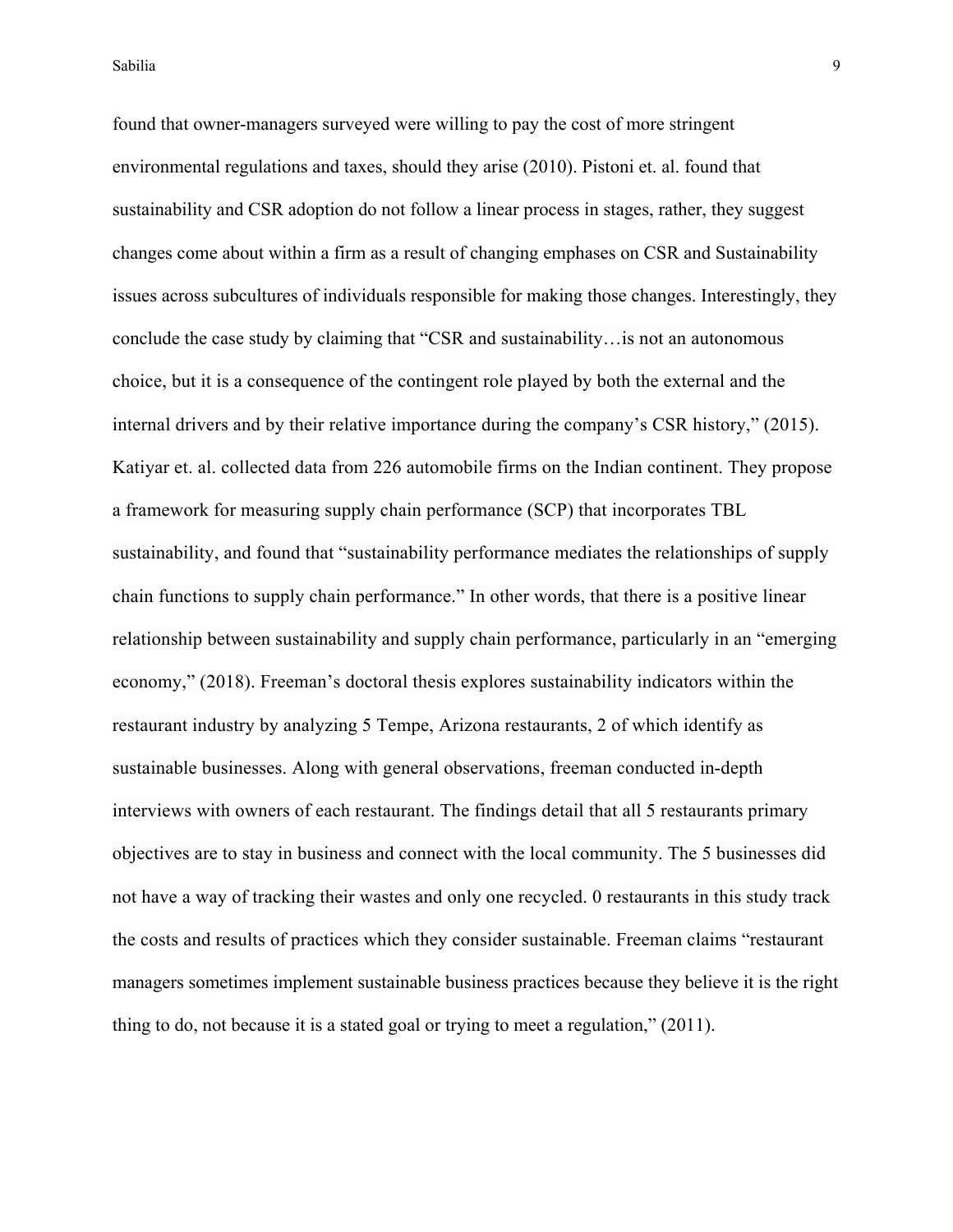found that owner-managers surveyed were willing to pay the cost of more stringent environmental regulations and taxes, should they arise (2010). Pistoni et. al. found that sustainability and CSR adoption do not follow a linear process in stages, rather, they suggest changes come about within a firm as a result of changing emphases on CSR and Sustainability issues across subcultures of individuals responsible for making those changes. Interestingly, they conclude the case study by claiming that "CSR and sustainability…is not an autonomous choice, but it is a consequence of the contingent role played by both the external and the internal drivers and by their relative importance during the company's CSR history," (2015). Katiyar et. al. collected data from 226 automobile firms on the Indian continent. They propose a framework for measuring supply chain performance (SCP) that incorporates TBL sustainability, and found that "sustainability performance mediates the relationships of supply chain functions to supply chain performance." In other words, that there is a positive linear relationship between sustainability and supply chain performance, particularly in an "emerging economy," (2018). Freeman's doctoral thesis explores sustainability indicators within the restaurant industry by analyzing 5 Tempe, Arizona restaurants, 2 of which identify as sustainable businesses. Along with general observations, freeman conducted in-depth interviews with owners of each restaurant. The findings detail that all 5 restaurants primary objectives are to stay in business and connect with the local community. The 5 businesses did not have a way of tracking their wastes and only one recycled. 0 restaurants in this study track the costs and results of practices which they consider sustainable. Freeman claims "restaurant managers sometimes implement sustainable business practices because they believe it is the right thing to do, not because it is a stated goal or trying to meet a regulation," (2011).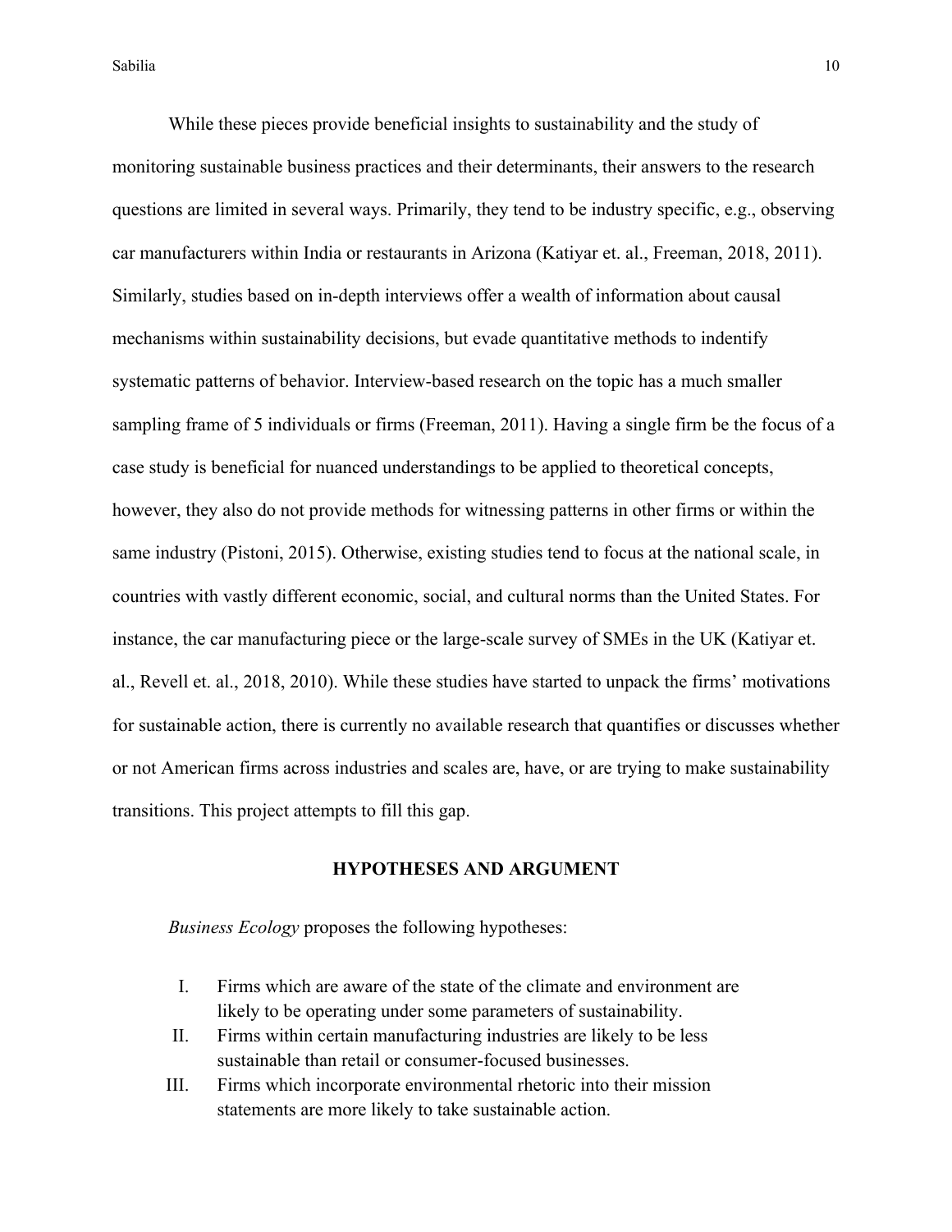While these pieces provide beneficial insights to sustainability and the study of monitoring sustainable business practices and their determinants, their answers to the research questions are limited in several ways. Primarily, they tend to be industry specific, e.g., observing car manufacturers within India or restaurants in Arizona (Katiyar et. al., Freeman, 2018, 2011). Similarly, studies based on in-depth interviews offer a wealth of information about causal mechanisms within sustainability decisions, but evade quantitative methods to indentify systematic patterns of behavior. Interview-based research on the topic has a much smaller sampling frame of 5 individuals or firms (Freeman, 2011). Having a single firm be the focus of a case study is beneficial for nuanced understandings to be applied to theoretical concepts, however, they also do not provide methods for witnessing patterns in other firms or within the same industry (Pistoni, 2015). Otherwise, existing studies tend to focus at the national scale, in countries with vastly different economic, social, and cultural norms than the United States. For instance, the car manufacturing piece or the large-scale survey of SMEs in the UK (Katiyar et. al., Revell et. al., 2018, 2010). While these studies have started to unpack the firms' motivations for sustainable action, there is currently no available research that quantifies or discusses whether or not American firms across industries and scales are, have, or are trying to make sustainability transitions. This project attempts to fill this gap.

## HYPOTHESES AND ARGUMENT

*Business Ecology* proposes the following hypotheses:

I. Firms which are aware of the state of the climate and environment are likely to be operating under some parameters of sustainability.
II. Firms within certain manufacturing industries are likely to be less sustainable than retail or consumer-focused businesses.
III. Firms which incorporate environmental rhetoric into their mission statements are more likely to take sustainable action.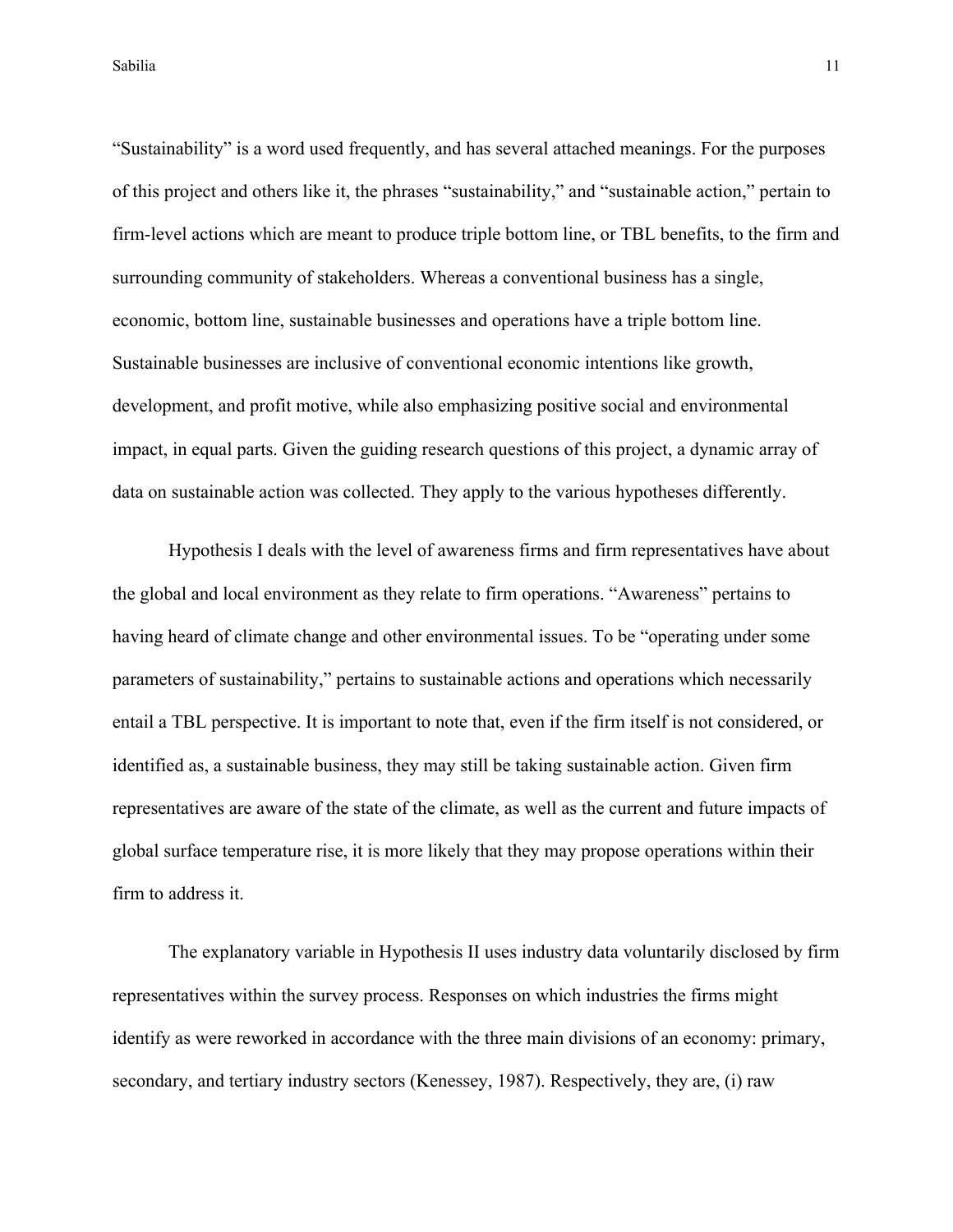"Sustainability" is a word used frequently, and has several attached meanings. For the purposes of this project and others like it, the phrases "sustainability," and "sustainable action," pertain to firm-level actions which are meant to produce triple bottom line, or TBL benefits, to the firm and surrounding community of stakeholders. Whereas a conventional business has a single, economic, bottom line, sustainable businesses and operations have a triple bottom line. Sustainable businesses are inclusive of conventional economic intentions like growth, development, and profit motive, while also emphasizing positive social and environmental impact, in equal parts. Given the guiding research questions of this project, a dynamic array of data on sustainable action was collected. They apply to the various hypotheses differently.

Hypothesis I deals with the level of awareness firms and firm representatives have about the global and local environment as they relate to firm operations. "Awareness" pertains to having heard of climate change and other environmental issues. To be "operating under some parameters of sustainability," pertains to sustainable actions and operations which necessarily entail a TBL perspective. It is important to note that, even if the firm itself is not considered, or identified as, a sustainable business, they may still be taking sustainable action. Given firm representatives are aware of the state of the climate, as well as the current and future impacts of global surface temperature rise, it is more likely that they may propose operations within their firm to address it.

The explanatory variable in Hypothesis II uses industry data voluntarily disclosed by firm representatives within the survey process. Responses on which industries the firms might identify as were reworked in accordance with the three main divisions of an economy: primary, secondary, and tertiary industry sectors (Kenessey, 1987). Respectively, they are, (i) raw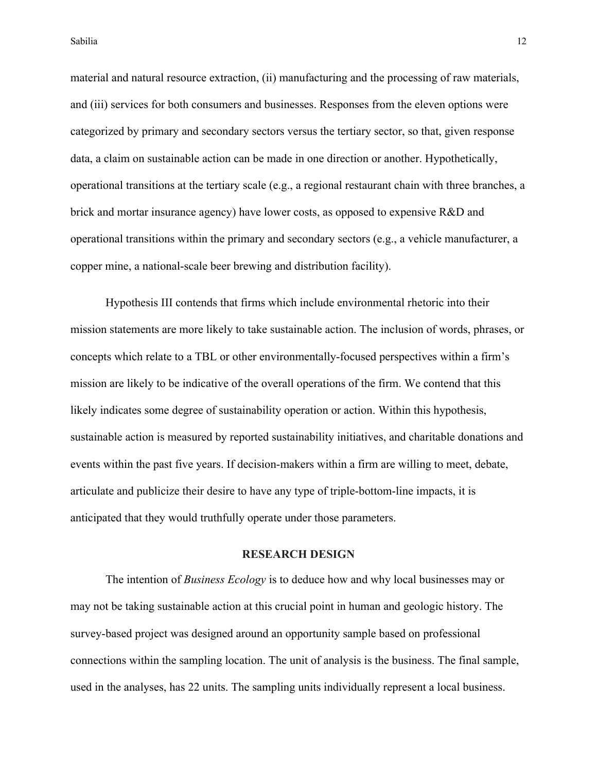material and natural resource extraction, (ii) manufacturing and the processing of raw materials, and (iii) services for both consumers and businesses. Responses from the eleven options were categorized by primary and secondary sectors versus the tertiary sector, so that, given response data, a claim on sustainable action can be made in one direction or another. Hypothetically, operational transitions at the tertiary scale (e.g., a regional restaurant chain with three branches, a brick and mortar insurance agency) have lower costs, as opposed to expensive R&D and operational transitions within the primary and secondary sectors (e.g., a vehicle manufacturer, a copper mine, a national-scale beer brewing and distribution facility).

Hypothesis III contends that firms which include environmental rhetoric into their mission statements are more likely to take sustainable action. The inclusion of words, phrases, or concepts which relate to a TBL or other environmentally-focused perspectives within a firm's mission are likely to be indicative of the overall operations of the firm. We contend that this likely indicates some degree of sustainability operation or action. Within this hypothesis, sustainable action is measured by reported sustainability initiatives, and charitable donations and events within the past five years. If decision-makers within a firm are willing to meet, debate, articulate and publicize their desire to have any type of triple-bottom-line impacts, it is anticipated that they would truthfully operate under those parameters.

## RESEARCH DESIGN

The intention of *Business Ecology* is to deduce how and why local businesses may or may not be taking sustainable action at this crucial point in human and geologic history. The survey-based project was designed around an opportunity sample based on professional connections within the sampling location. The unit of analysis is the business. The final sample, used in the analyses, has 22 units. The sampling units individually represent a local business.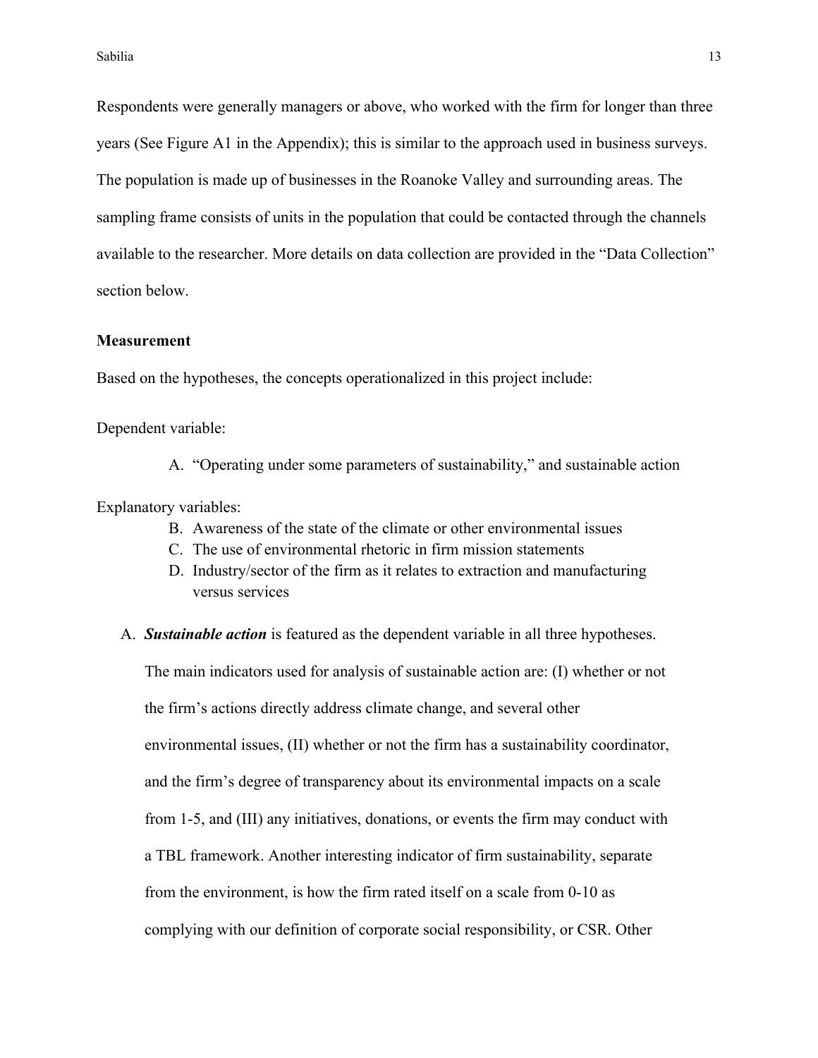Respondents were generally managers or above, who worked with the firm for longer than three years (See Figure A1 in the Appendix); this is similar to the approach used in business surveys. The population is made up of businesses in the Roanoke Valley and surrounding areas. The sampling frame consists of units in the population that could be contacted through the channels available to the researcher. More details on data collection are provided in the "Data Collection" section below.

**Measurement**

Based on the hypotheses, the concepts operationalized in this project include:

Dependent variable:

A. "Operating under some parameters of sustainability," and sustainable action

Explanatory variables:

B. Awareness of the state of the climate or other environmental issues
C. The use of environmental rhetoric in firm mission statements
D. Industry/sector of the firm as it relates to extraction and manufacturing versus services

A. ***Sustainable action*** is featured as the dependent variable in all three hypotheses. The main indicators used for analysis of sustainable action are: (I) whether or not the firm's actions directly address climate change, and several other environmental issues, (II) whether or not the firm has a sustainability coordinator, and the firm's degree of transparency about its environmental impacts on a scale from 1-5, and (III) any initiatives, donations, or events the firm may conduct with a TBL framework. Another interesting indicator of firm sustainability, separate from the environment, is how the firm rated itself on a scale from 0-10 as complying with our definition of corporate social responsibility, or CSR. Other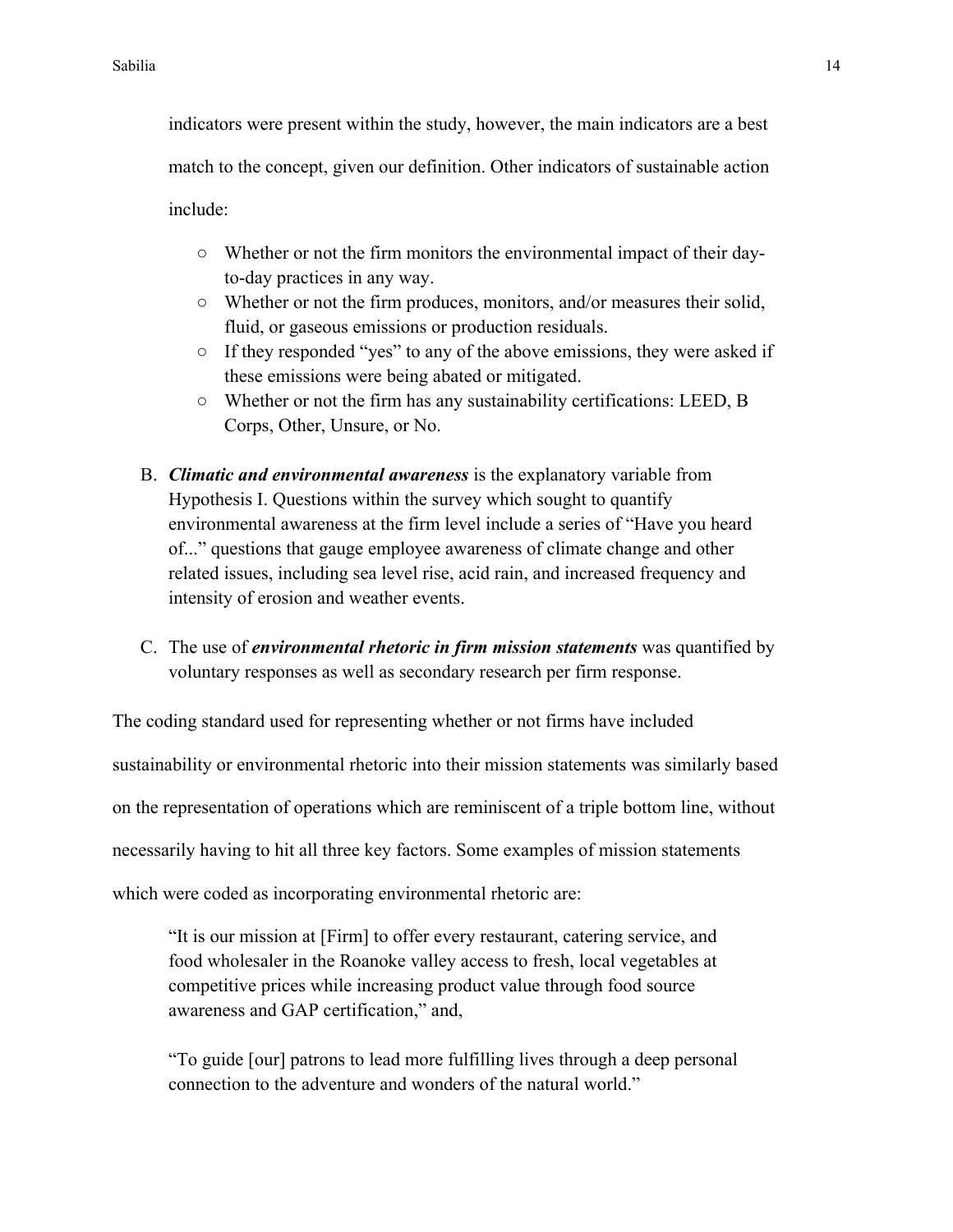indicators were present within the study, however, the main indicators are a best match to the concept, given our definition. Other indicators of sustainable action include:

- Whether or not the firm monitors the environmental impact of their day-to-day practices in any way.
- Whether or not the firm produces, monitors, and/or measures their solid, fluid, or gaseous emissions or production residuals.
- If they responded "yes" to any of the above emissions, they were asked if these emissions were being abated or mitigated.
- Whether or not the firm has any sustainability certifications: LEED, B Corps, Other, Unsure, or No.

B. ***Climatic and environmental awareness*** is the explanatory variable from Hypothesis I. Questions within the survey which sought to quantify environmental awareness at the firm level include a series of "Have you heard of..." questions that gauge employee awareness of climate change and other related issues, including sea level rise, acid rain, and increased frequency and intensity of erosion and weather events.

C. The use of ***environmental rhetoric in firm mission statements*** was quantified by voluntary responses as well as secondary research per firm response.

The coding standard used for representing whether or not firms have included sustainability or environmental rhetoric into their mission statements was similarly based on the representation of operations which are reminiscent of a triple bottom line, without necessarily having to hit all three key factors. Some examples of mission statements which were coded as incorporating environmental rhetoric are:

> "It is our mission at [Firm] to offer every restaurant, catering service, and food wholesaler in the Roanoke valley access to fresh, local vegetables at competitive prices while increasing product value through food source awareness and GAP certification," and,
>
> "To guide [our] patrons to lead more fulfilling lives through a deep personal connection to the adventure and wonders of the natural world."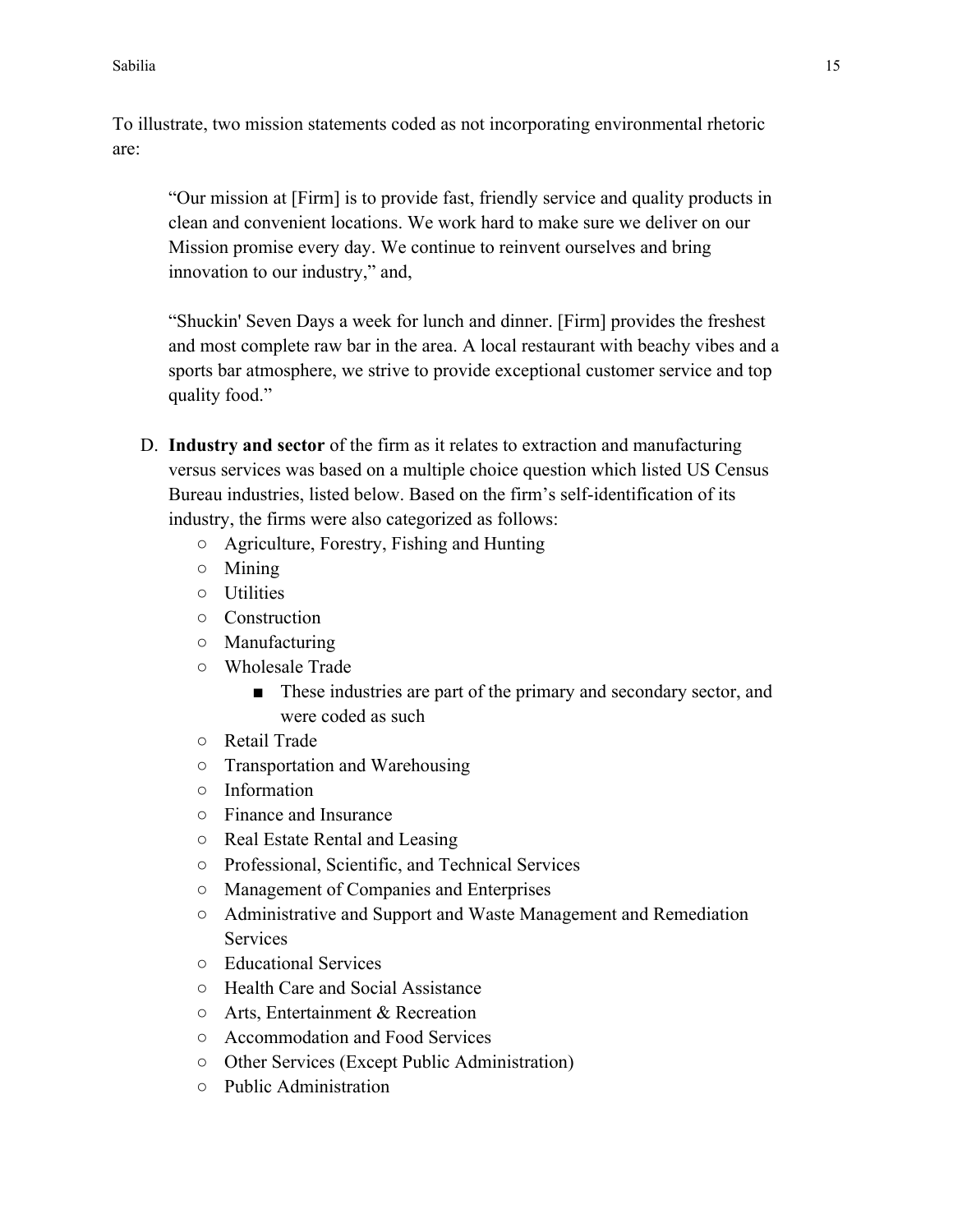To illustrate, two mission statements coded as not incorporating environmental rhetoric are:

> "Our mission at [Firm] is to provide fast, friendly service and quality products in clean and convenient locations. We work hard to make sure we deliver on our Mission promise every day. We continue to reinvent ourselves and bring innovation to our industry," and,
>
> "Shuckin' Seven Days a week for lunch and dinner. [Firm] provides the freshest and most complete raw bar in the area. A local restaurant with beachy vibes and a sports bar atmosphere, we strive to provide exceptional customer service and top quality food."

D. **Industry and sector** of the firm as it relates to extraction and manufacturing versus services was based on a multiple choice question which listed US Census Bureau industries, listed below. Based on the firm's self-identification of its industry, the firms were also categorized as follows:
   - Agriculture, Forestry, Fishing and Hunting
   - Mining
   - Utilities
   - Construction
   - Manufacturing
   - Wholesale Trade
     - These industries are part of the primary and secondary sector, and were coded as such
   - Retail Trade
   - Transportation and Warehousing
   - Information
   - Finance and Insurance
   - Real Estate Rental and Leasing
   - Professional, Scientific, and Technical Services
   - Management of Companies and Enterprises
   - Administrative and Support and Waste Management and Remediation Services
   - Educational Services
   - Health Care and Social Assistance
   - Arts, Entertainment & Recreation
   - Accommodation and Food Services
   - Other Services (Except Public Administration)
   - Public Administration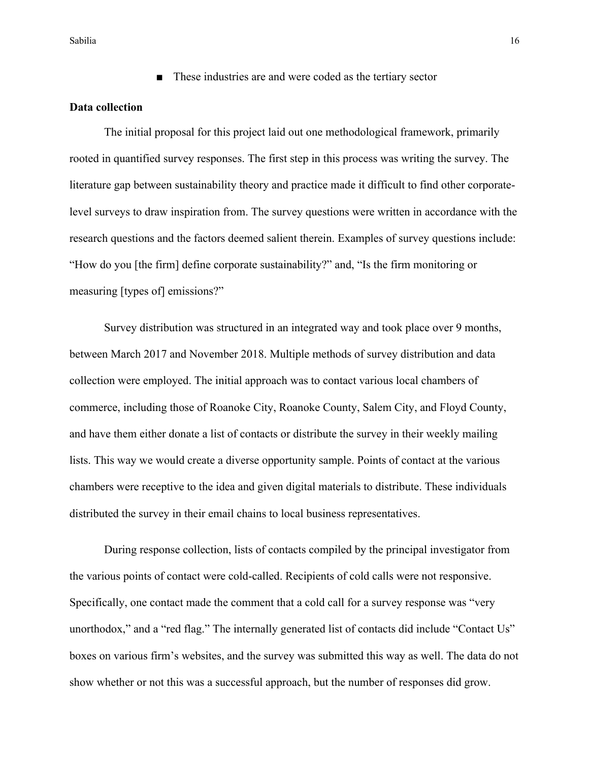- These industries are and were coded as the tertiary sector

**Data collection**

The initial proposal for this project laid out one methodological framework, primarily rooted in quantified survey responses. The first step in this process was writing the survey. The literature gap between sustainability theory and practice made it difficult to find other corporate-level surveys to draw inspiration from. The survey questions were written in accordance with the research questions and the factors deemed salient therein. Examples of survey questions include: "How do you [the firm] define corporate sustainability?" and, "Is the firm monitoring or measuring [types of] emissions?"

Survey distribution was structured in an integrated way and took place over 9 months, between March 2017 and November 2018. Multiple methods of survey distribution and data collection were employed. The initial approach was to contact various local chambers of commerce, including those of Roanoke City, Roanoke County, Salem City, and Floyd County, and have them either donate a list of contacts or distribute the survey in their weekly mailing lists. This way we would create a diverse opportunity sample. Points of contact at the various chambers were receptive to the idea and given digital materials to distribute. These individuals distributed the survey in their email chains to local business representatives.

During response collection, lists of contacts compiled by the principal investigator from the various points of contact were cold-called. Recipients of cold calls were not responsive. Specifically, one contact made the comment that a cold call for a survey response was "very unorthodox," and a "red flag." The internally generated list of contacts did include "Contact Us" boxes on various firm's websites, and the survey was submitted this way as well. The data do not show whether or not this was a successful approach, but the number of responses did grow.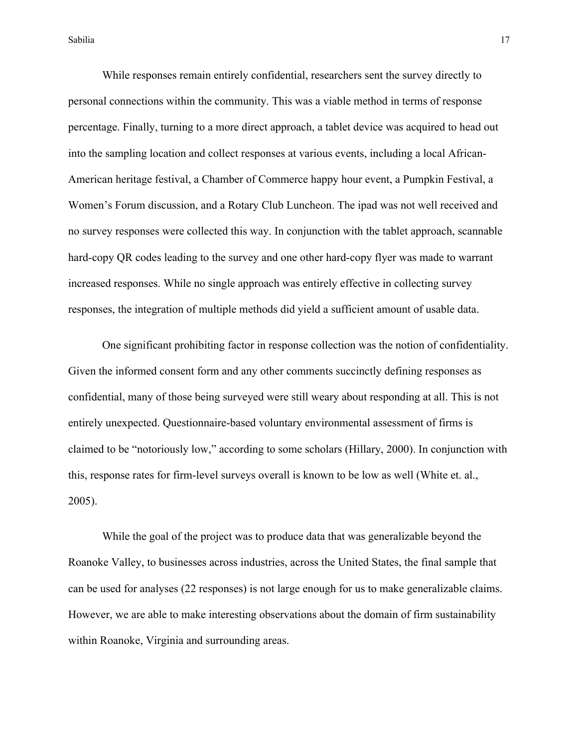While responses remain entirely confidential, researchers sent the survey directly to personal connections within the community. This was a viable method in terms of response percentage. Finally, turning to a more direct approach, a tablet device was acquired to head out into the sampling location and collect responses at various events, including a local African-American heritage festival, a Chamber of Commerce happy hour event, a Pumpkin Festival, a Women's Forum discussion, and a Rotary Club Luncheon. The ipad was not well received and no survey responses were collected this way. In conjunction with the tablet approach, scannable hard-copy QR codes leading to the survey and one other hard-copy flyer was made to warrant increased responses. While no single approach was entirely effective in collecting survey responses, the integration of multiple methods did yield a sufficient amount of usable data.

One significant prohibiting factor in response collection was the notion of confidentiality. Given the informed consent form and any other comments succinctly defining responses as confidential, many of those being surveyed were still weary about responding at all. This is not entirely unexpected. Questionnaire-based voluntary environmental assessment of firms is claimed to be "notoriously low," according to some scholars (Hillary, 2000). In conjunction with this, response rates for firm-level surveys overall is known to be low as well (White et. al., 2005).

While the goal of the project was to produce data that was generalizable beyond the Roanoke Valley, to businesses across industries, across the United States, the final sample that can be used for analyses (22 responses) is not large enough for us to make generalizable claims. However, we are able to make interesting observations about the domain of firm sustainability within Roanoke, Virginia and surrounding areas.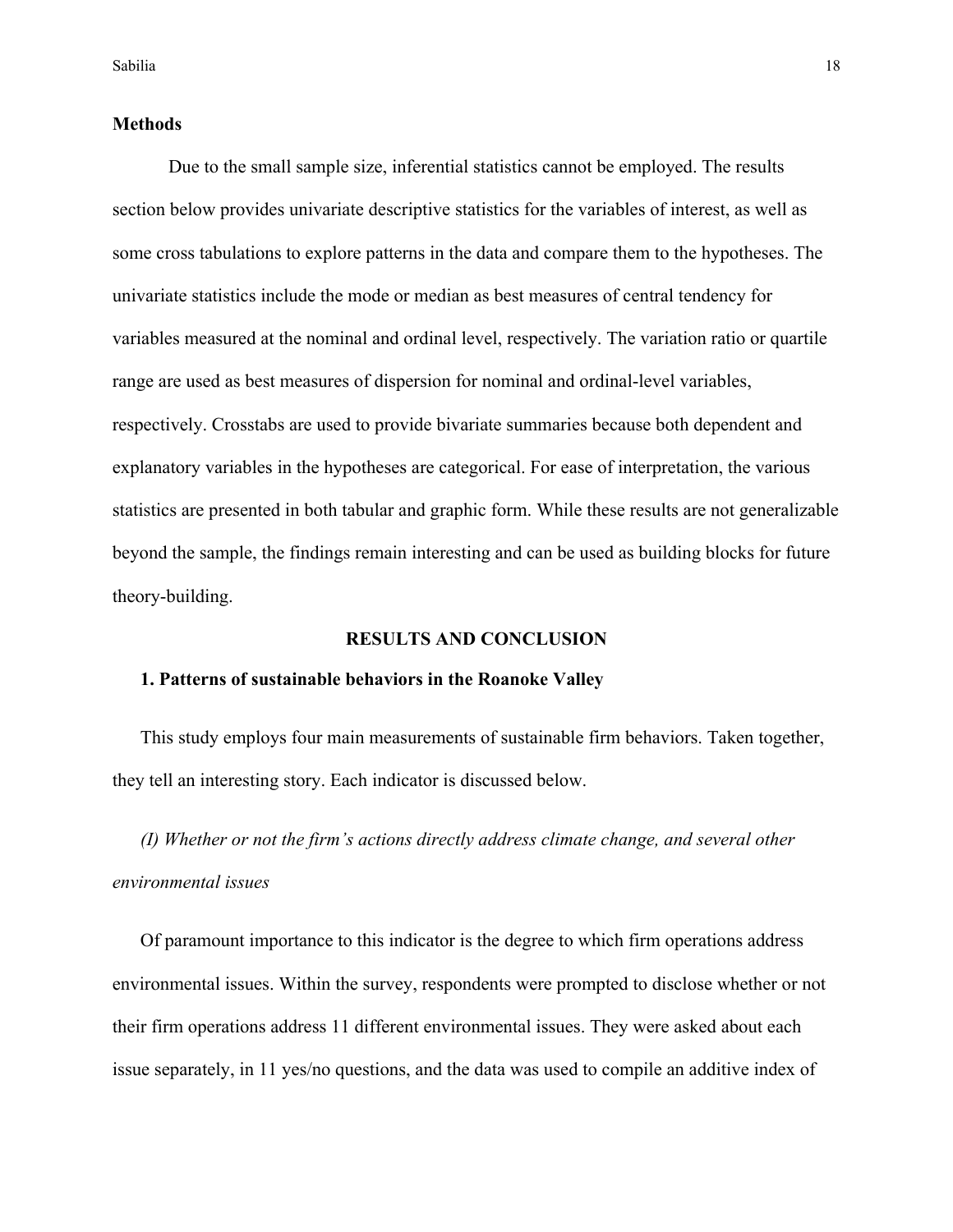**Methods**

Due to the small sample size, inferential statistics cannot be employed. The results section below provides univariate descriptive statistics for the variables of interest, as well as some cross tabulations to explore patterns in the data and compare them to the hypotheses. The univariate statistics include the mode or median as best measures of central tendency for variables measured at the nominal and ordinal level, respectively. The variation ratio or quartile range are used as best measures of dispersion for nominal and ordinal-level variables, respectively. Crosstabs are used to provide bivariate summaries because both dependent and explanatory variables in the hypotheses are categorical. For ease of interpretation, the various statistics are presented in both tabular and graphic form. While these results are not generalizable beyond the sample, the findings remain interesting and can be used as building blocks for future theory-building.

## RESULTS AND CONCLUSION

**1. Patterns of sustainable behaviors in the Roanoke Valley**

This study employs four main measurements of sustainable firm behaviors. Taken together, they tell an interesting story. Each indicator is discussed below.

*(I) Whether or not the firm's actions directly address climate change, and several other environmental issues*

Of paramount importance to this indicator is the degree to which firm operations address environmental issues. Within the survey, respondents were prompted to disclose whether or not their firm operations address 11 different environmental issues. They were asked about each issue separately, in 11 yes/no questions, and the data was used to compile an additive index of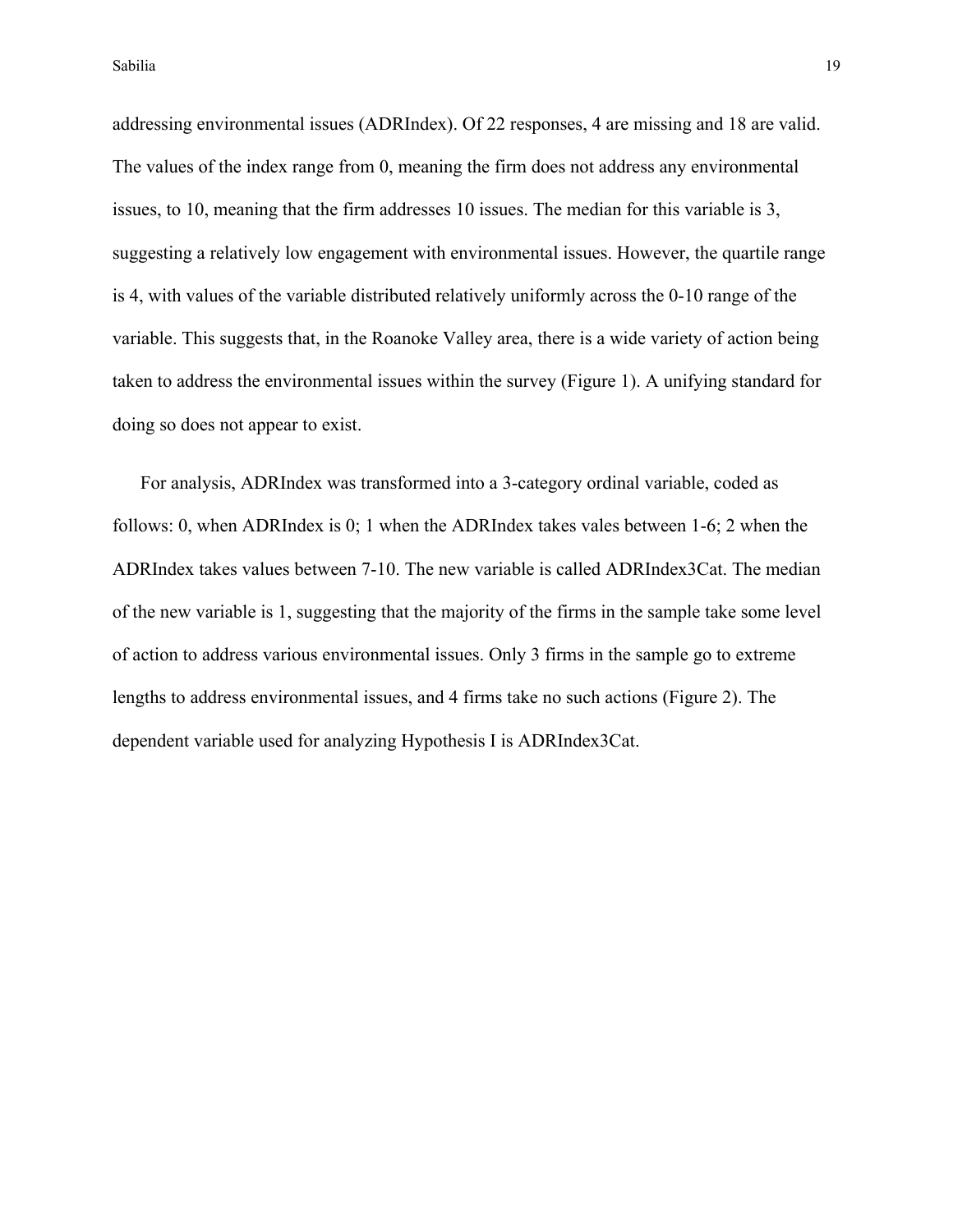addressing environmental issues (ADRIndex). Of 22 responses, 4 are missing and 18 are valid. The values of the index range from 0, meaning the firm does not address any environmental issues, to 10, meaning that the firm addresses 10 issues. The median for this variable is 3, suggesting a relatively low engagement with environmental issues. However, the quartile range is 4, with values of the variable distributed relatively uniformly across the 0-10 range of the variable. This suggests that, in the Roanoke Valley area, there is a wide variety of action being taken to address the environmental issues within the survey (Figure 1). A unifying standard for doing so does not appear to exist.

For analysis, ADRIndex was transformed into a 3-category ordinal variable, coded as follows: 0, when ADRIndex is 0; 1 when the ADRIndex takes vales between 1-6; 2 when the ADRIndex takes values between 7-10. The new variable is called ADRIndex3Cat. The median of the new variable is 1, suggesting that the majority of the firms in the sample take some level of action to address various environmental issues. Only 3 firms in the sample go to extreme lengths to address environmental issues, and 4 firms take no such actions (Figure 2). The dependent variable used for analyzing Hypothesis I is ADRIndex3Cat.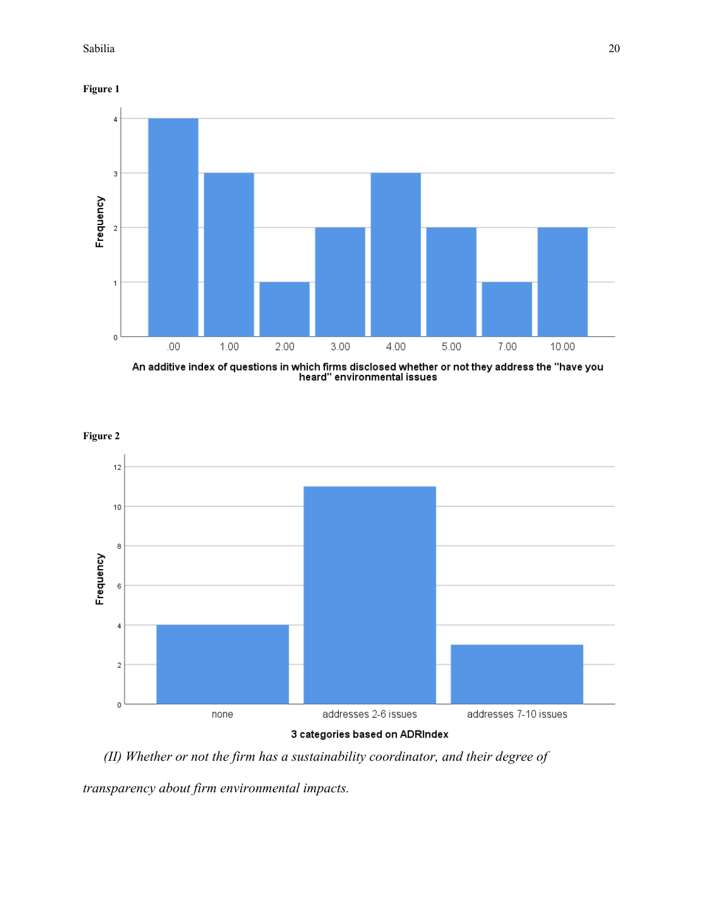**Figure 1**

**Figure 2**

*(II) Whether or not the firm has a sustainability coordinator, and their degree of transparency about firm environmental impacts.*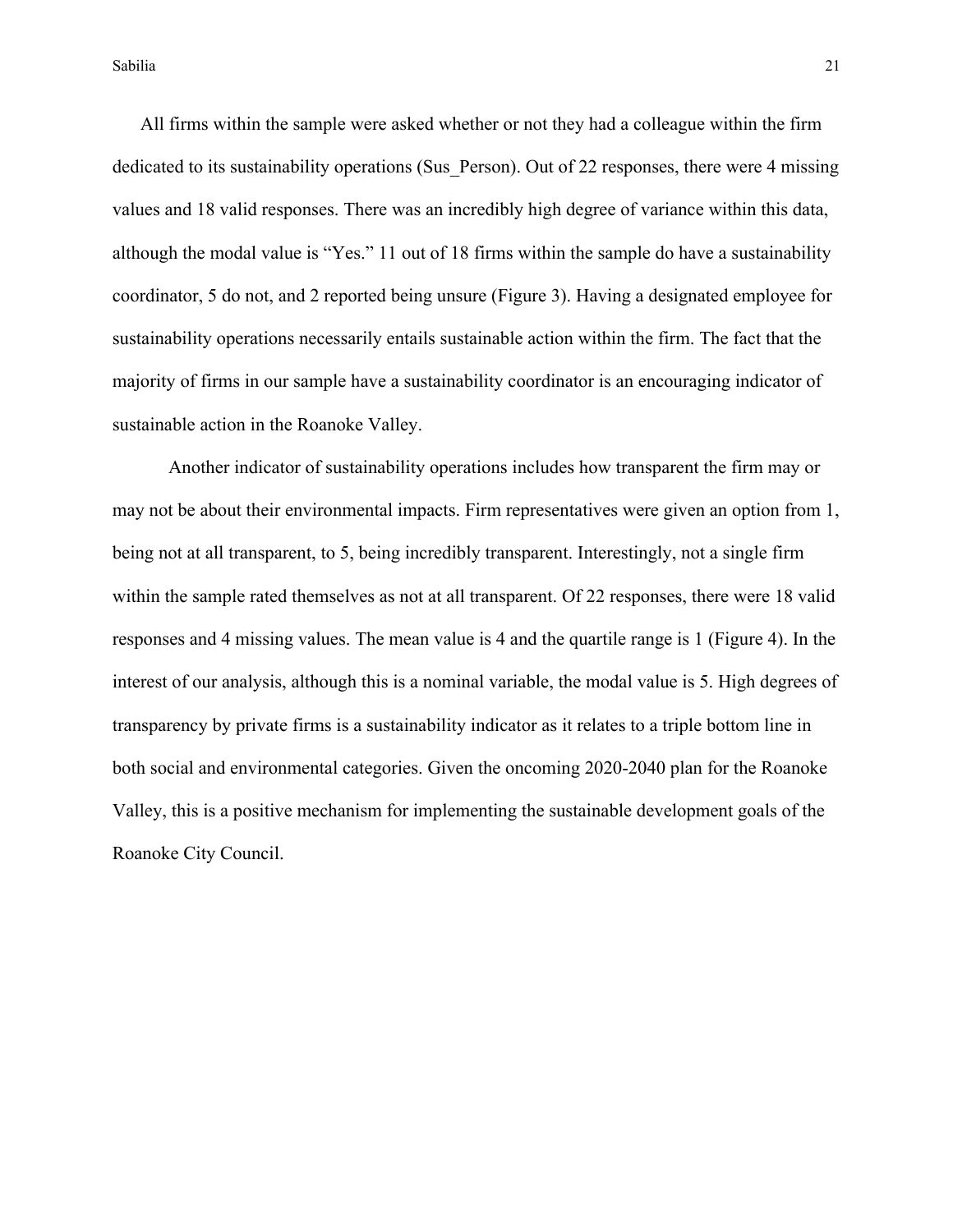All firms within the sample were asked whether or not they had a colleague within the firm dedicated to its sustainability operations (Sus_Person). Out of 22 responses, there were 4 missing values and 18 valid responses. There was an incredibly high degree of variance within this data, although the modal value is "Yes." 11 out of 18 firms within the sample do have a sustainability coordinator, 5 do not, and 2 reported being unsure (Figure 3). Having a designated employee for sustainability operations necessarily entails sustainable action within the firm. The fact that the majority of firms in our sample have a sustainability coordinator is an encouraging indicator of sustainable action in the Roanoke Valley.

Another indicator of sustainability operations includes how transparent the firm may or may not be about their environmental impacts. Firm representatives were given an option from 1, being not at all transparent, to 5, being incredibly transparent. Interestingly, not a single firm within the sample rated themselves as not at all transparent. Of 22 responses, there were 18 valid responses and 4 missing values. The mean value is 4 and the quartile range is 1 (Figure 4). In the interest of our analysis, although this is a nominal variable, the modal value is 5. High degrees of transparency by private firms is a sustainability indicator as it relates to a triple bottom line in both social and environmental categories. Given the oncoming 2020-2040 plan for the Roanoke Valley, this is a positive mechanism for implementing the sustainable development goals of the Roanoke City Council.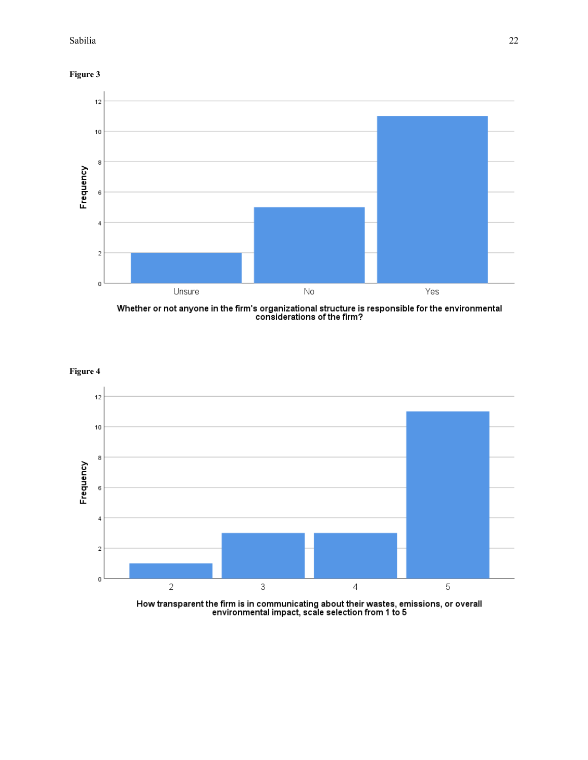**Figure 3**

Whether or not anyone in the firm's organizational structure is responsible for the environmental considerations of the firm?

**Figure 4**

How transparent the firm is in communicating about their wastes, emissions, or overall environmental impact, scale selection from 1 to 5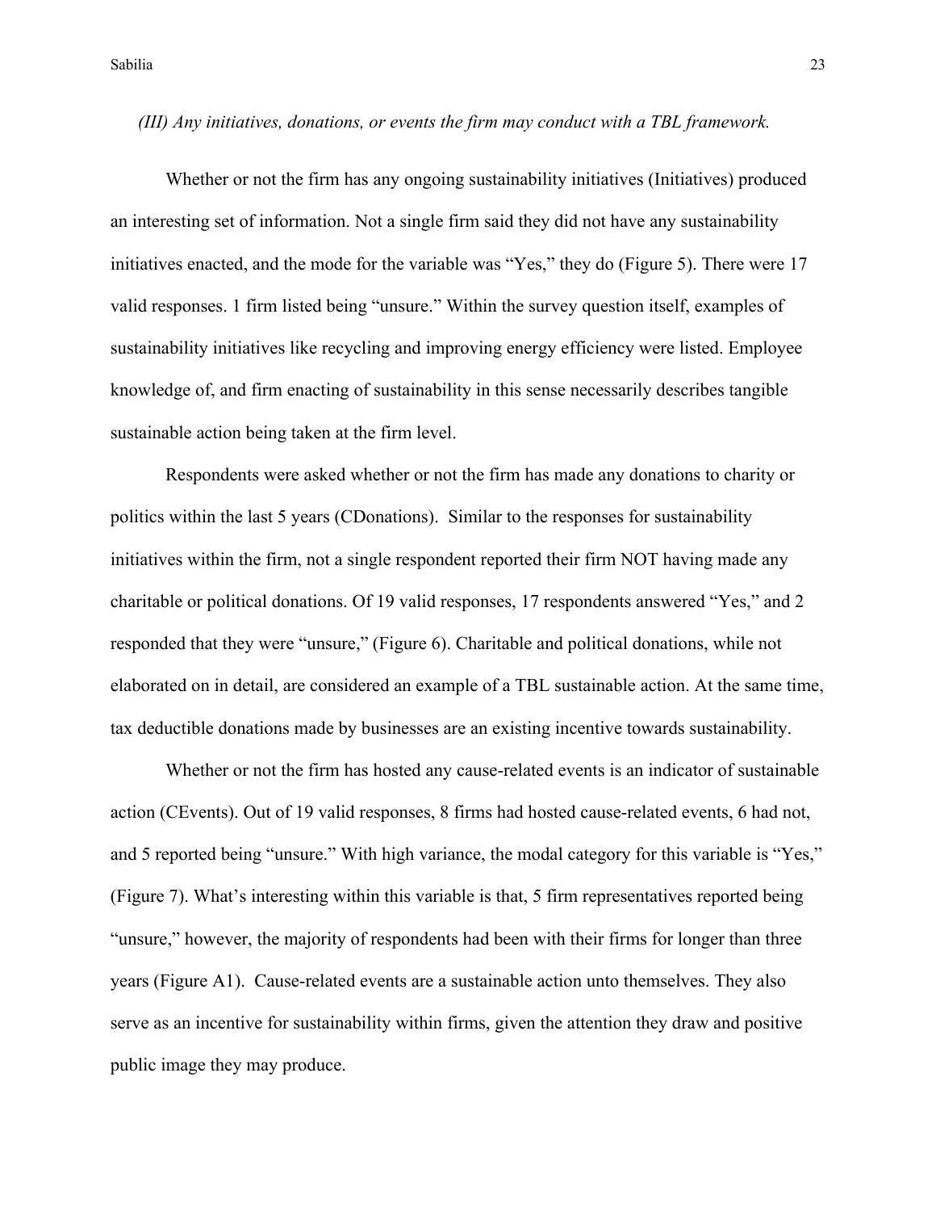*(III) Any initiatives, donations, or events the firm may conduct with a TBL framework.*

Whether or not the firm has any ongoing sustainability initiatives (Initiatives) produced an interesting set of information. Not a single firm said they did not have any sustainability initiatives enacted, and the mode for the variable was "Yes," they do (Figure 5). There were 17 valid responses. 1 firm listed being "unsure." Within the survey question itself, examples of sustainability initiatives like recycling and improving energy efficiency were listed. Employee knowledge of, and firm enacting of sustainability in this sense necessarily describes tangible sustainable action being taken at the firm level.

Respondents were asked whether or not the firm has made any donations to charity or politics within the last 5 years (CDonations). Similar to the responses for sustainability initiatives within the firm, not a single respondent reported their firm NOT having made any charitable or political donations. Of 19 valid responses, 17 respondents answered "Yes," and 2 responded that they were "unsure," (Figure 6). Charitable and political donations, while not elaborated on in detail, are considered an example of a TBL sustainable action. At the same time, tax deductible donations made by businesses are an existing incentive towards sustainability.

Whether or not the firm has hosted any cause-related events is an indicator of sustainable action (CEvents). Out of 19 valid responses, 8 firms had hosted cause-related events, 6 had not, and 5 reported being "unsure." With high variance, the modal category for this variable is "Yes," (Figure 7). What's interesting within this variable is that, 5 firm representatives reported being "unsure," however, the majority of respondents had been with their firms for longer than three years (Figure A1). Cause-related events are a sustainable action unto themselves. They also serve as an incentive for sustainability within firms, given the attention they draw and positive public image they may produce.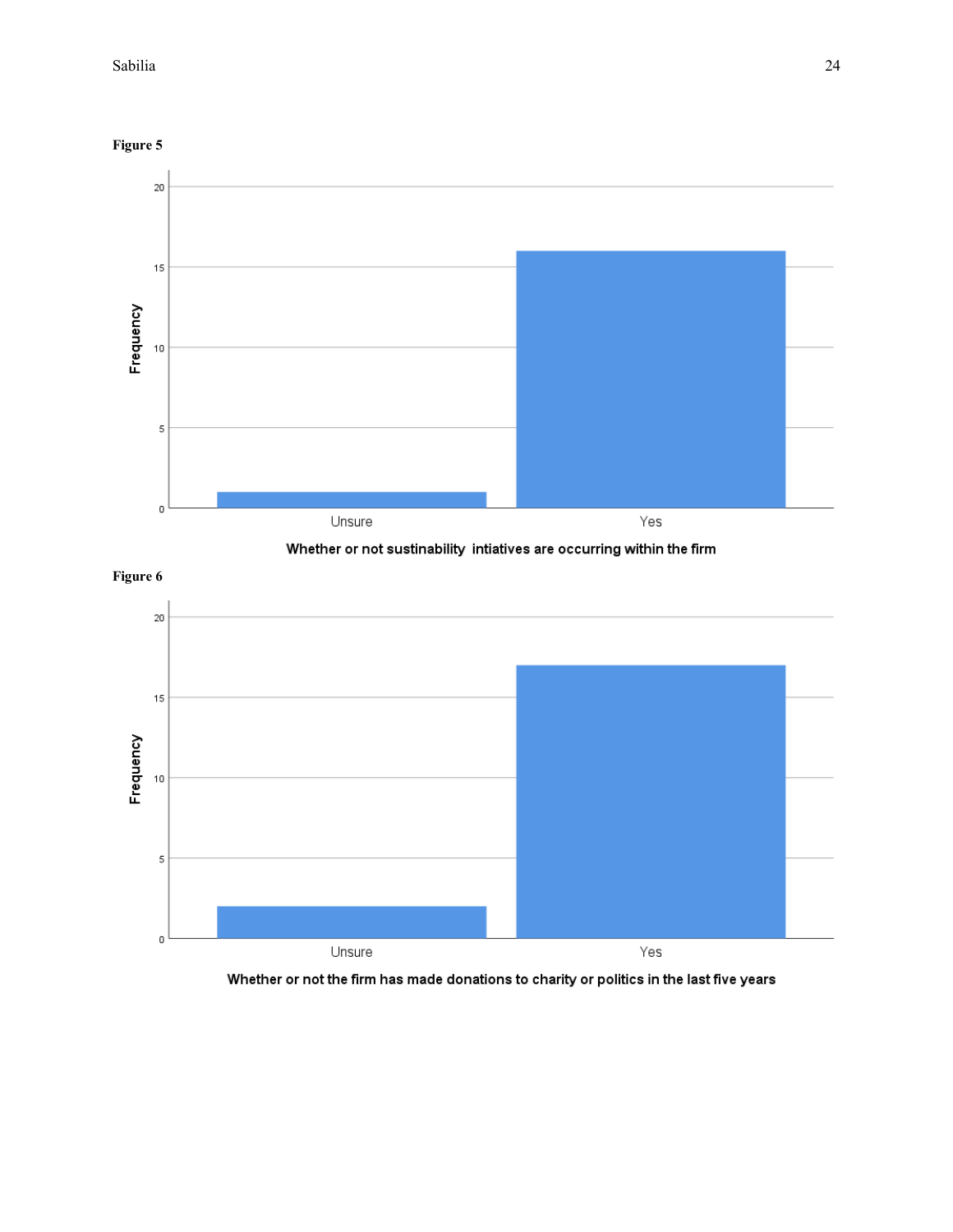**Figure 5**

Whether or not sustinability intiatives are occurring within the firm

**Figure 6**

Whether or not the firm has made donations to charity or politics in the last five years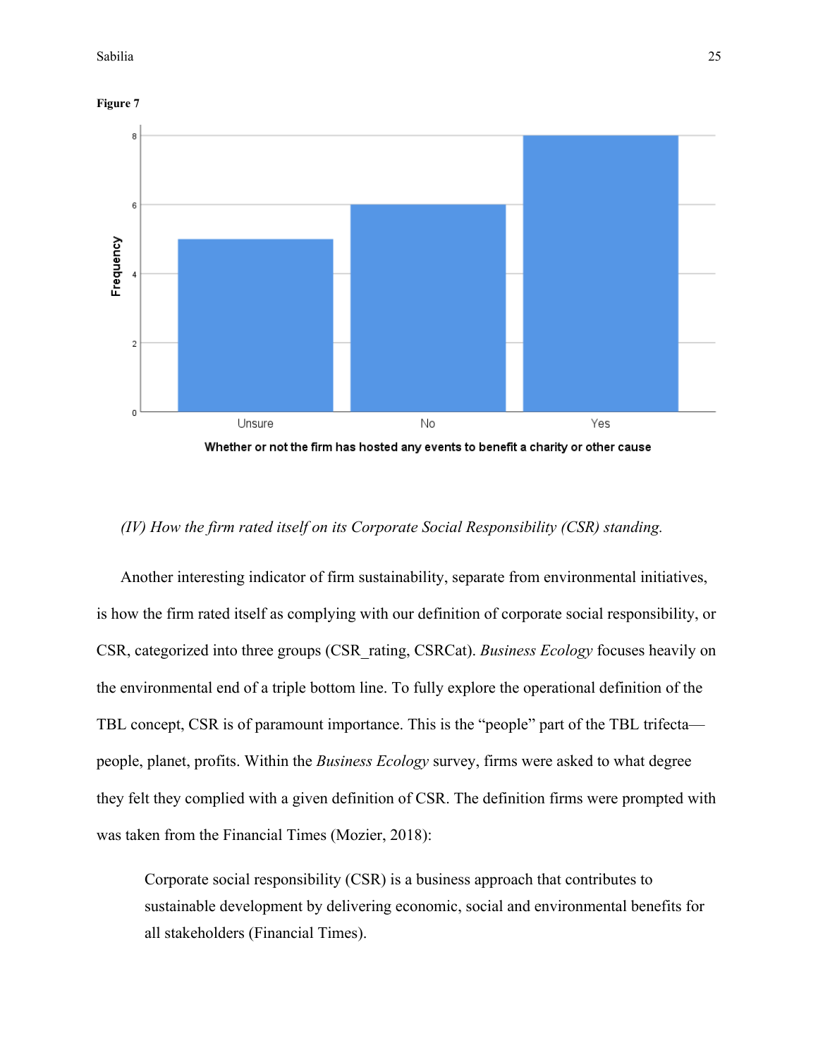**Figure 7**

*(IV) How the firm rated itself on its Corporate Social Responsibility (CSR) standing.*

Another interesting indicator of firm sustainability, separate from environmental initiatives, is how the firm rated itself as complying with our definition of corporate social responsibility, or CSR, categorized into three groups (CSR_rating, CSRCat). *Business Ecology* focuses heavily on the environmental end of a triple bottom line. To fully explore the operational definition of the TBL concept, CSR is of paramount importance. This is the "people" part of the TBL trifecta—people, planet, profits. Within the *Business Ecology* survey, firms were asked to what degree they felt they complied with a given definition of CSR. The definition firms were prompted with was taken from the Financial Times (Mozier, 2018):

> Corporate social responsibility (CSR) is a business approach that contributes to sustainable development by delivering economic, social and environmental benefits for all stakeholders (Financial Times).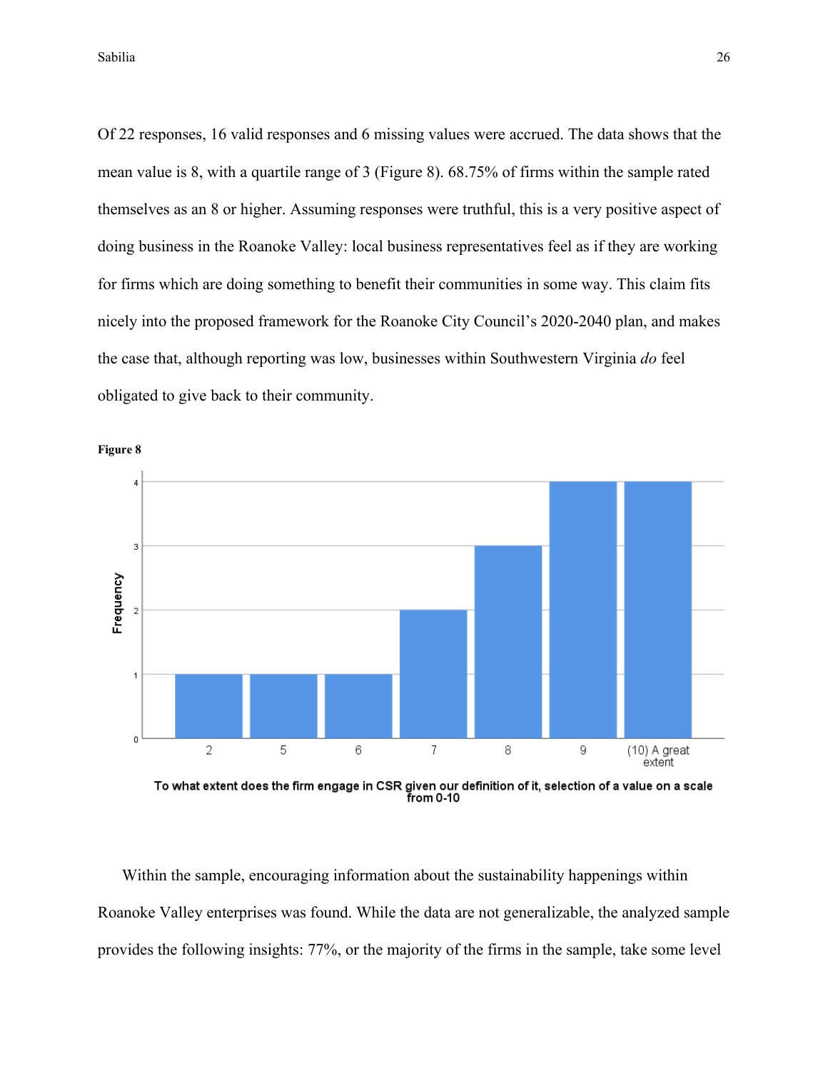Of 22 responses, 16 valid responses and 6 missing values were accrued. The data shows that the mean value is 8, with a quartile range of 3 (Figure 8). 68.75% of firms within the sample rated themselves as an 8 or higher. Assuming responses were truthful, this is a very positive aspect of doing business in the Roanoke Valley: local business representatives feel as if they are working for firms which are doing something to benefit their communities in some way. This claim fits nicely into the proposed framework for the Roanoke City Council's 2020-2040 plan, and makes the case that, although reporting was low, businesses within Southwestern Virginia *do* feel obligated to give back to their community.

**Figure 8**

To what extent does the firm engage in CSR given our definition of it, selection of a value on a scale from 0-10

Within the sample, encouraging information about the sustainability happenings within Roanoke Valley enterprises was found. While the data are not generalizable, the analyzed sample provides the following insights: 77%, or the majority of the firms in the sample, take some level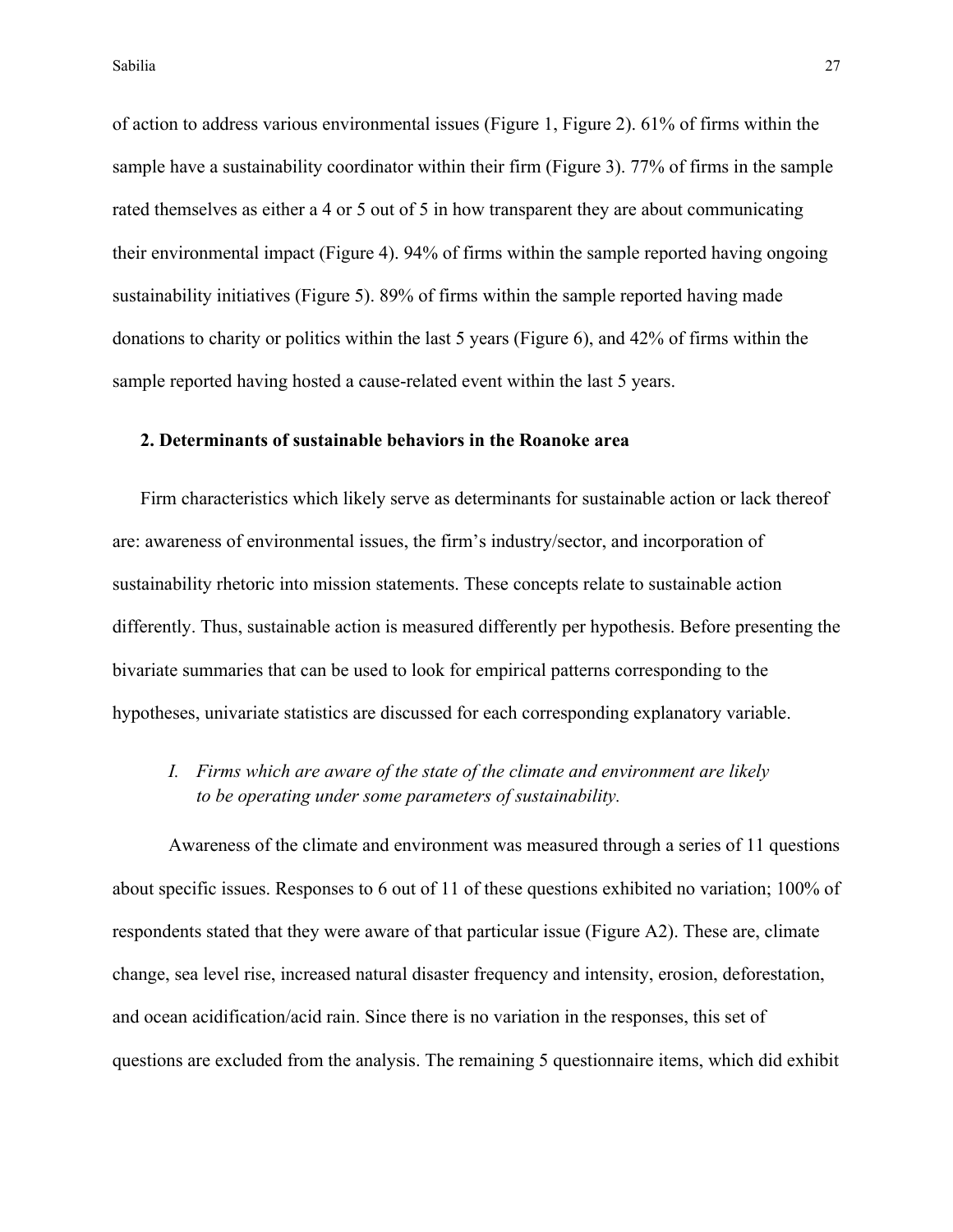of action to address various environmental issues (Figure 1, Figure 2). 61% of firms within the sample have a sustainability coordinator within their firm (Figure 3). 77% of firms in the sample rated themselves as either a 4 or 5 out of 5 in how transparent they are about communicating their environmental impact (Figure 4). 94% of firms within the sample reported having ongoing sustainability initiatives (Figure 5). 89% of firms within the sample reported having made donations to charity or politics within the last 5 years (Figure 6), and 42% of firms within the sample reported having hosted a cause-related event within the last 5 years.

### 2. Determinants of sustainable behaviors in the Roanoke area

Firm characteristics which likely serve as determinants for sustainable action or lack thereof are: awareness of environmental issues, the firm's industry/sector, and incorporation of sustainability rhetoric into mission statements. These concepts relate to sustainable action differently. Thus, sustainable action is measured differently per hypothesis. Before presenting the bivariate summaries that can be used to look for empirical patterns corresponding to the hypotheses, univariate statistics are discussed for each corresponding explanatory variable.

*I. Firms which are aware of the state of the climate and environment are likely to be operating under some parameters of sustainability.*

Awareness of the climate and environment was measured through a series of 11 questions about specific issues. Responses to 6 out of 11 of these questions exhibited no variation; 100% of respondents stated that they were aware of that particular issue (Figure A2). These are, climate change, sea level rise, increased natural disaster frequency and intensity, erosion, deforestation, and ocean acidification/acid rain. Since there is no variation in the responses, this set of questions are excluded from the analysis. The remaining 5 questionnaire items, which did exhibit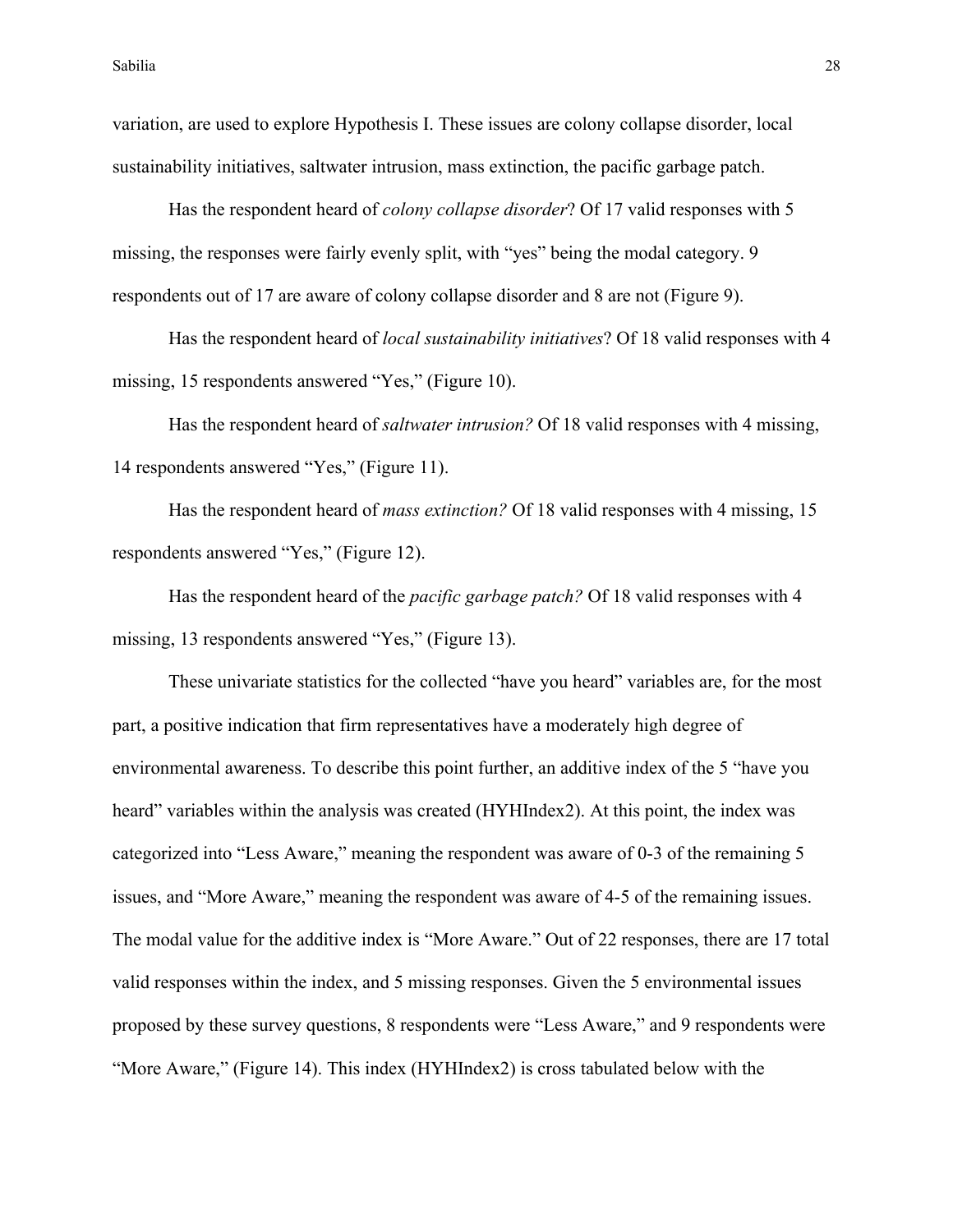variation, are used to explore Hypothesis I. These issues are colony collapse disorder, local sustainability initiatives, saltwater intrusion, mass extinction, the pacific garbage patch.

Has the respondent heard of *colony collapse disorder*? Of 17 valid responses with 5 missing, the responses were fairly evenly split, with "yes" being the modal category. 9 respondents out of 17 are aware of colony collapse disorder and 8 are not (Figure 9).

Has the respondent heard of *local sustainability initiatives*? Of 18 valid responses with 4 missing, 15 respondents answered "Yes," (Figure 10).

Has the respondent heard of *saltwater intrusion?* Of 18 valid responses with 4 missing, 14 respondents answered "Yes," (Figure 11).

Has the respondent heard of *mass extinction?* Of 18 valid responses with 4 missing, 15 respondents answered "Yes," (Figure 12).

Has the respondent heard of the *pacific garbage patch?* Of 18 valid responses with 4 missing, 13 respondents answered "Yes," (Figure 13).

These univariate statistics for the collected "have you heard" variables are, for the most part, a positive indication that firm representatives have a moderately high degree of environmental awareness. To describe this point further, an additive index of the 5 "have you heard" variables within the analysis was created (HYHIndex2). At this point, the index was categorized into "Less Aware," meaning the respondent was aware of 0-3 of the remaining 5 issues, and "More Aware," meaning the respondent was aware of 4-5 of the remaining issues. The modal value for the additive index is "More Aware." Out of 22 responses, there are 17 total valid responses within the index, and 5 missing responses. Given the 5 environmental issues proposed by these survey questions, 8 respondents were "Less Aware," and 9 respondents were "More Aware," (Figure 14). This index (HYHIndex2) is cross tabulated below with the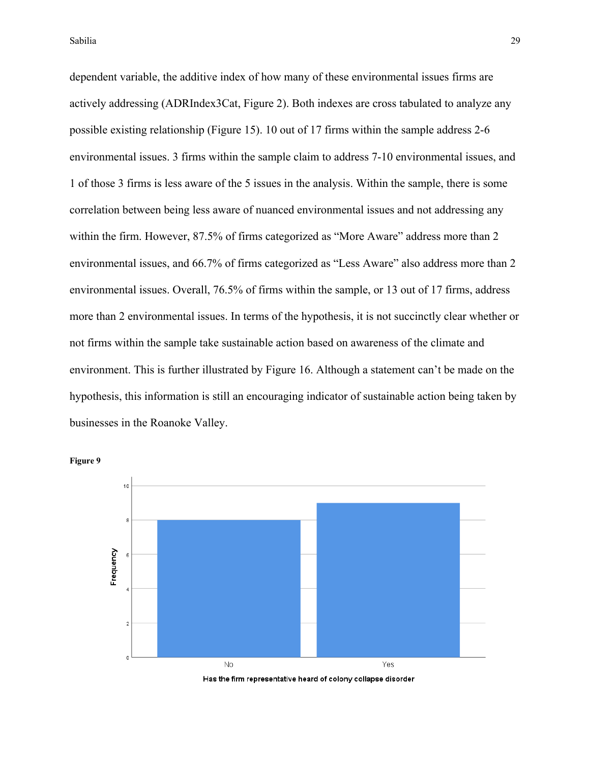dependent variable, the additive index of how many of these environmental issues firms are actively addressing (ADRIndex3Cat, Figure 2). Both indexes are cross tabulated to analyze any possible existing relationship (Figure 15). 10 out of 17 firms within the sample address 2-6 environmental issues. 3 firms within the sample claim to address 7-10 environmental issues, and 1 of those 3 firms is less aware of the 5 issues in the analysis. Within the sample, there is some correlation between being less aware of nuanced environmental issues and not addressing any within the firm. However, 87.5% of firms categorized as "More Aware" address more than 2 environmental issues, and 66.7% of firms categorized as "Less Aware" also address more than 2 environmental issues. Overall, 76.5% of firms within the sample, or 13 out of 17 firms, address more than 2 environmental issues. In terms of the hypothesis, it is not succinctly clear whether or not firms within the sample take sustainable action based on awareness of the climate and environment. This is further illustrated by Figure 16. Although a statement can't be made on the hypothesis, this information is still an encouraging indicator of sustainable action being taken by businesses in the Roanoke Valley.

**Figure 9**

Has the firm representative heard of colony collapse disorder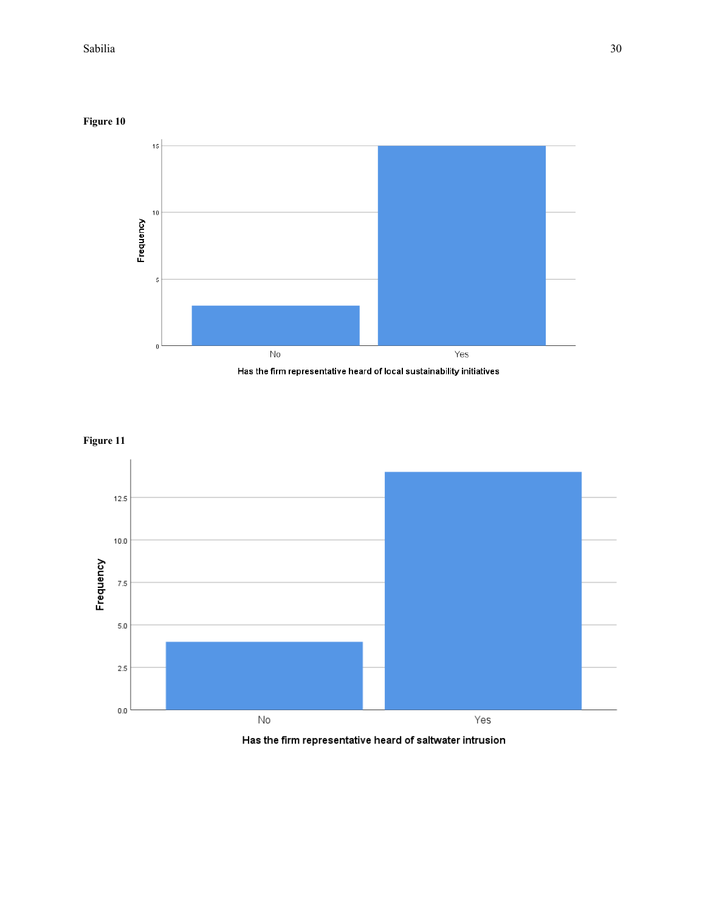**Figure 10**

**Figure 11**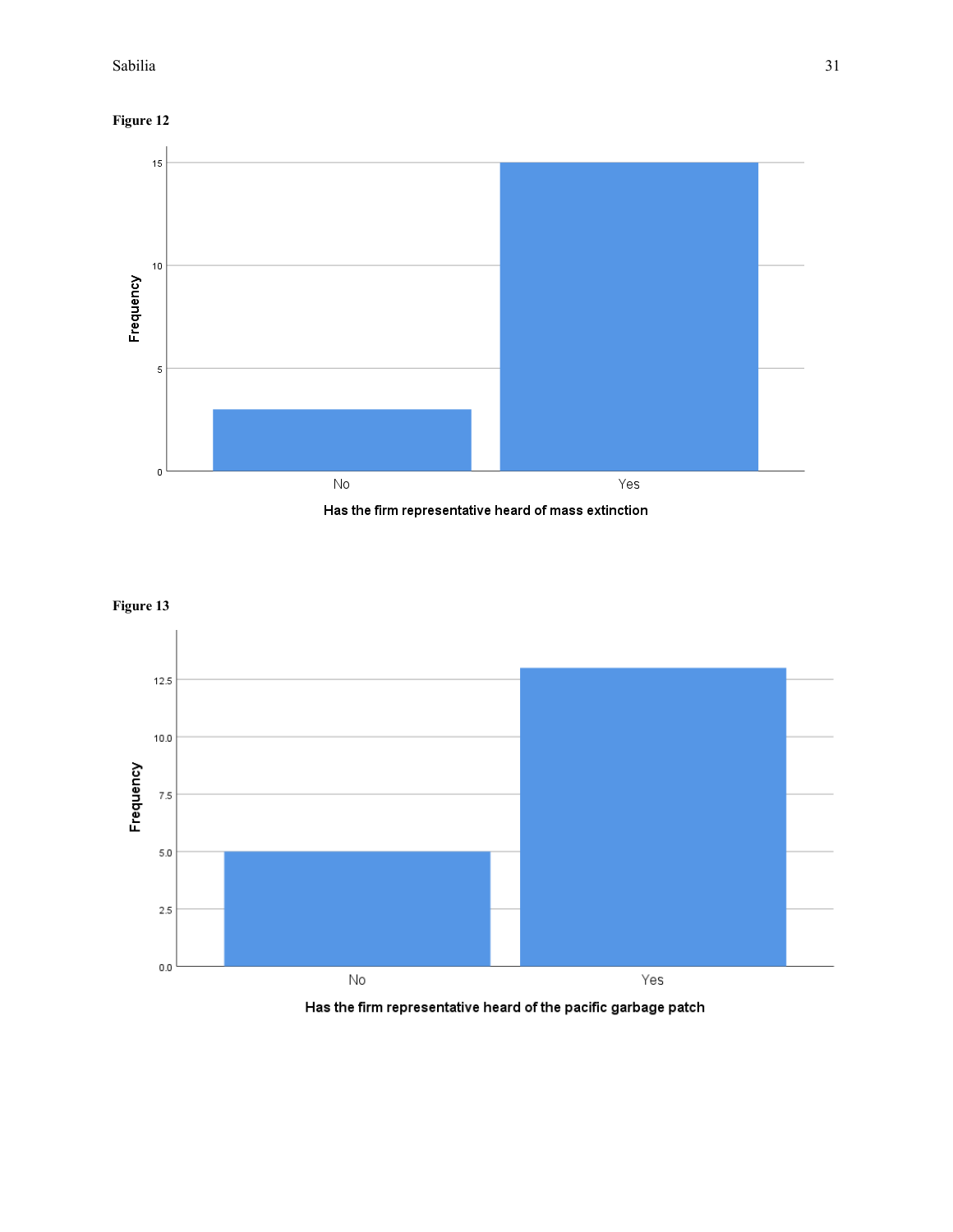**Figure 12**

**Figure 13**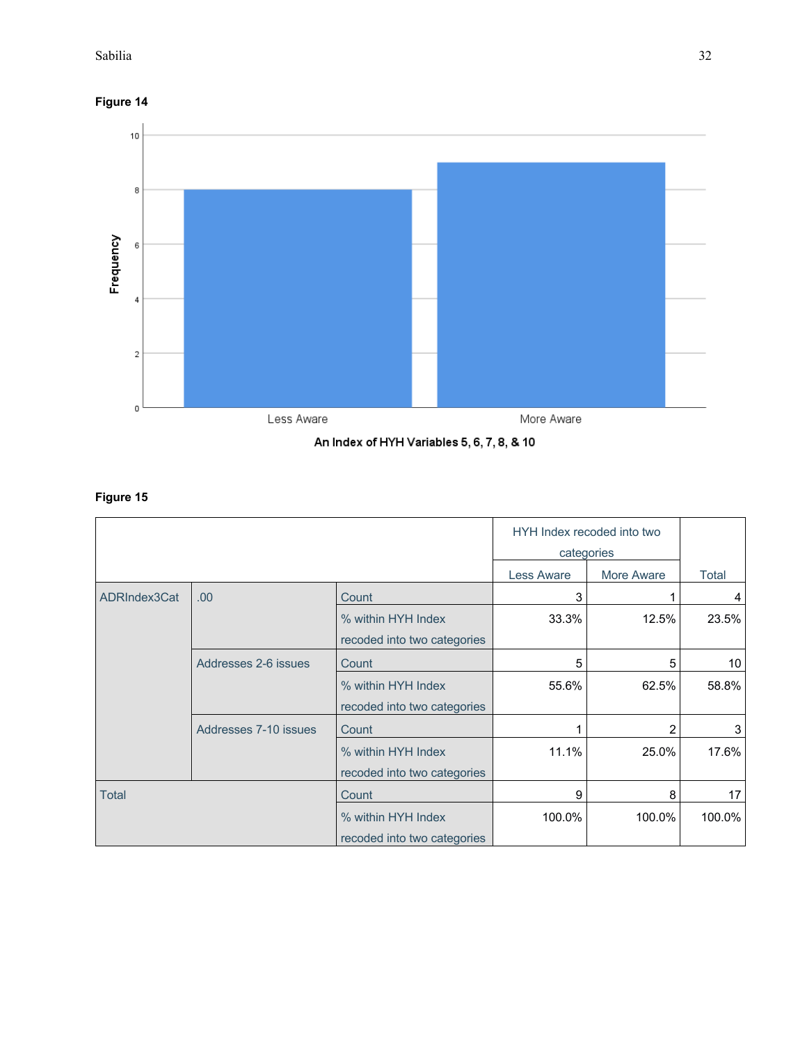**Figure 14**

**Figure 15**

| | | | HYH Index recoded into two categories | | |
|---|---|---|---|---|---|
| | | | Less Aware | More Aware | Total |
| ADRIndex3Cat | .00 | Count | 3 | 1 | 4 |
| | | % within HYH Index recoded into two categories | 33.3% | 12.5% | 23.5% |
| | Addresses 2-6 issues | Count | 5 | 5 | 10 |
| | | % within HYH Index recoded into two categories | 55.6% | 62.5% | 58.8% |
| | Addresses 7-10 issues | Count | 1 | 2 | 3 |
| | | % within HYH Index recoded into two categories | 11.1% | 25.0% | 17.6% |
| Total | | Count | 9 | 8 | 17 |
| | | % within HYH Index recoded into two categories | 100.0% | 100.0% | 100.0% |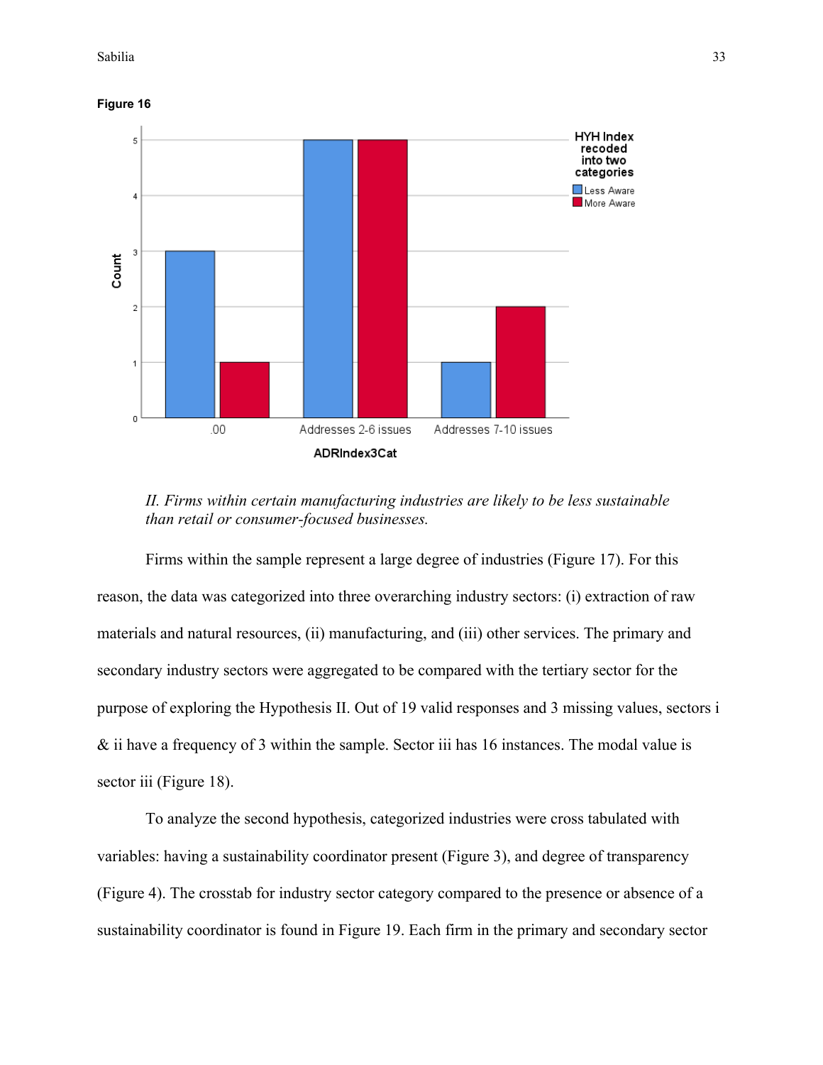**Figure 16**

*II. Firms within certain manufacturing industries are likely to be less sustainable than retail or consumer-focused businesses.*

Firms within the sample represent a large degree of industries (Figure 17). For this reason, the data was categorized into three overarching industry sectors: (i) extraction of raw materials and natural resources, (ii) manufacturing, and (iii) other services. The primary and secondary industry sectors were aggregated to be compared with the tertiary sector for the purpose of exploring the Hypothesis II. Out of 19 valid responses and 3 missing values, sectors i & ii have a frequency of 3 within the sample. Sector iii has 16 instances. The modal value is sector iii (Figure 18).

To analyze the second hypothesis, categorized industries were cross tabulated with variables: having a sustainability coordinator present (Figure 3), and degree of transparency (Figure 4). The crosstab for industry sector category compared to the presence or absence of a sustainability coordinator is found in Figure 19. Each firm in the primary and secondary sector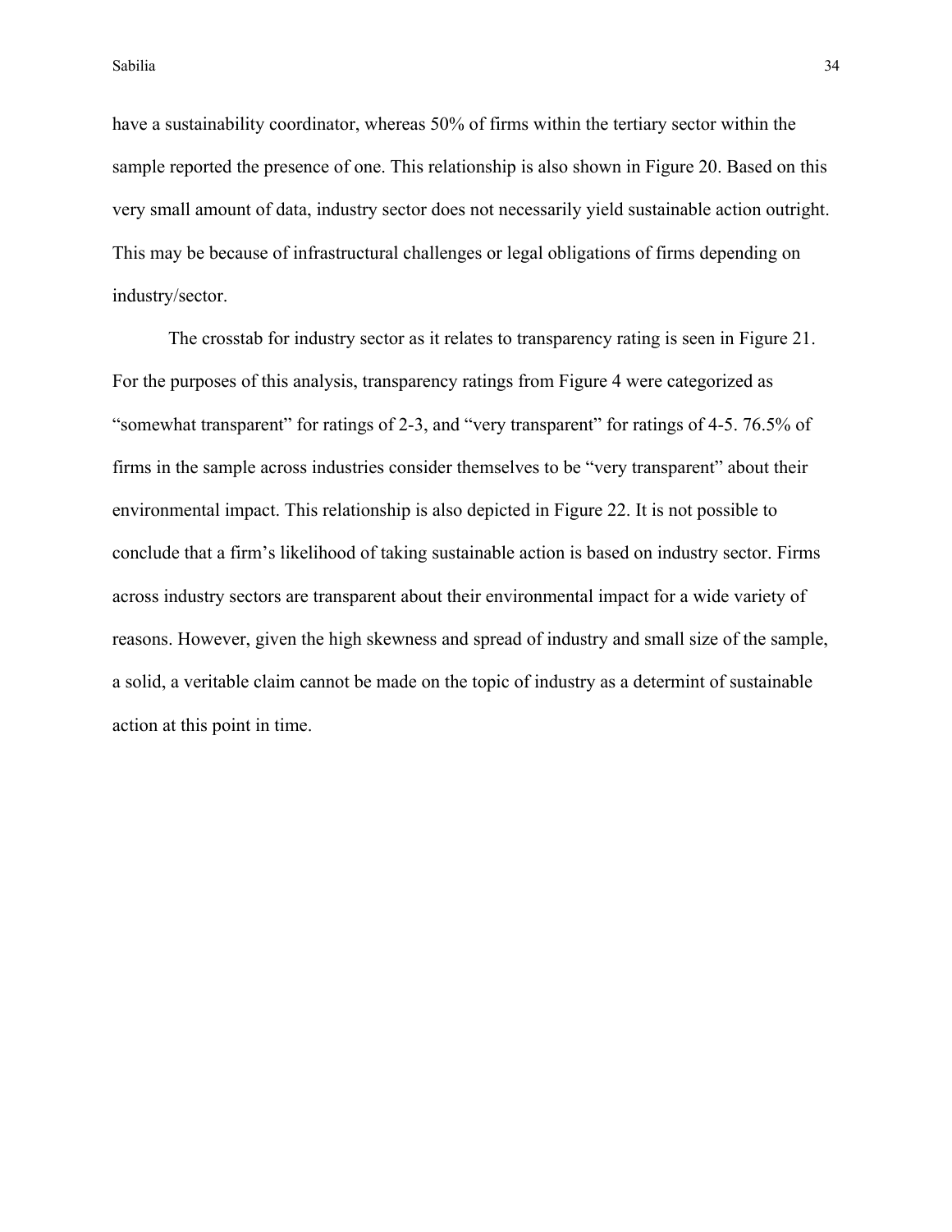have a sustainability coordinator, whereas 50% of firms within the tertiary sector within the sample reported the presence of one. This relationship is also shown in Figure 20. Based on this very small amount of data, industry sector does not necessarily yield sustainable action outright. This may be because of infrastructural challenges or legal obligations of firms depending on industry/sector.

The crosstab for industry sector as it relates to transparency rating is seen in Figure 21. For the purposes of this analysis, transparency ratings from Figure 4 were categorized as "somewhat transparent" for ratings of 2-3, and "very transparent" for ratings of 4-5. 76.5% of firms in the sample across industries consider themselves to be "very transparent" about their environmental impact. This relationship is also depicted in Figure 22. It is not possible to conclude that a firm's likelihood of taking sustainable action is based on industry sector. Firms across industry sectors are transparent about their environmental impact for a wide variety of reasons. However, given the high skewness and spread of industry and small size of the sample, a solid, a veritable claim cannot be made on the topic of industry as a determint of sustainable action at this point in time.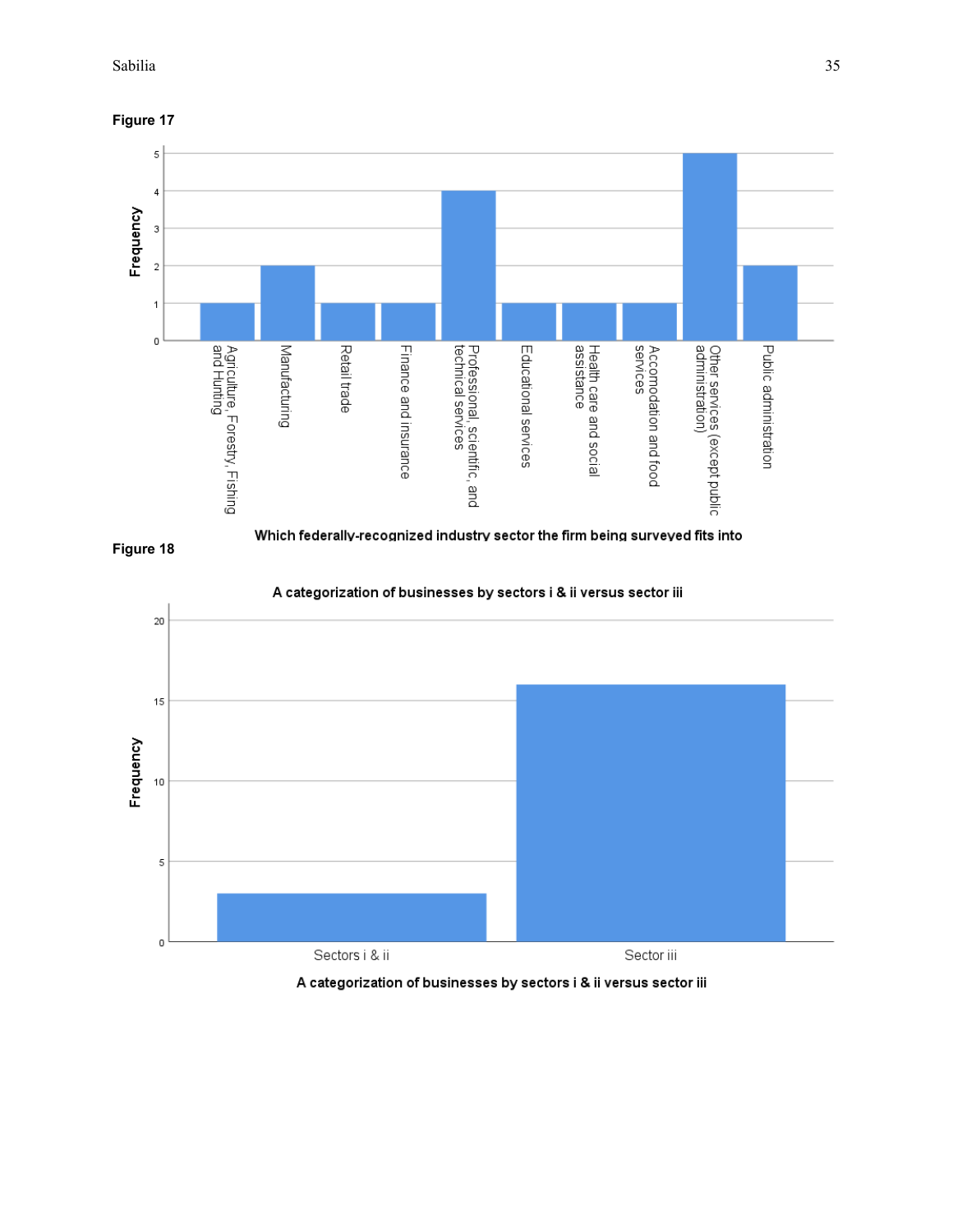**Figure 17**

**Figure 18**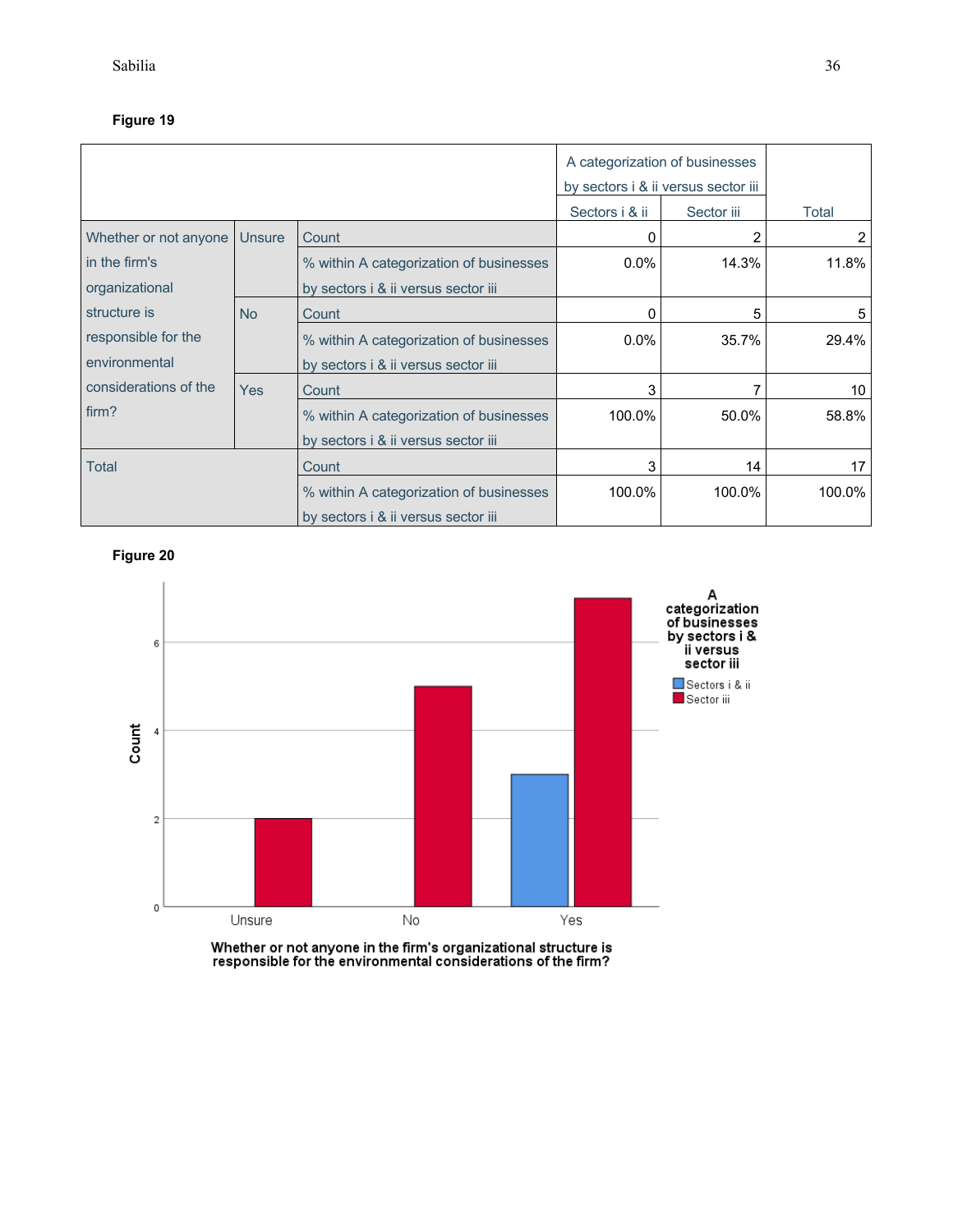**Figure 19**

| | | | A categorization of businesses by sectors i & ii versus sector iii | | |
|---|---|---|---|---|---|
| | | | Sectors i & ii | Sector iii | Total |
| Whether or not anyone in the firm's organizational structure is responsible for the environmental considerations of the firm? | Unsure | Count | 0 | 2 | 2 |
| | | % within A categorization of businesses by sectors i & ii versus sector iii | 0.0% | 14.3% | 11.8% |
| | No | Count | 0 | 5 | 5 |
| | | % within A categorization of businesses by sectors i & ii versus sector iii | 0.0% | 35.7% | 29.4% |
| | Yes | Count | 3 | 7 | 10 |
| | | % within A categorization of businesses by sectors i & ii versus sector iii | 100.0% | 50.0% | 58.8% |
| Total | | Count | 3 | 14 | 17 |
| | | % within A categorization of businesses by sectors i & ii versus sector iii | 100.0% | 100.0% | 100.0% |

**Figure 20**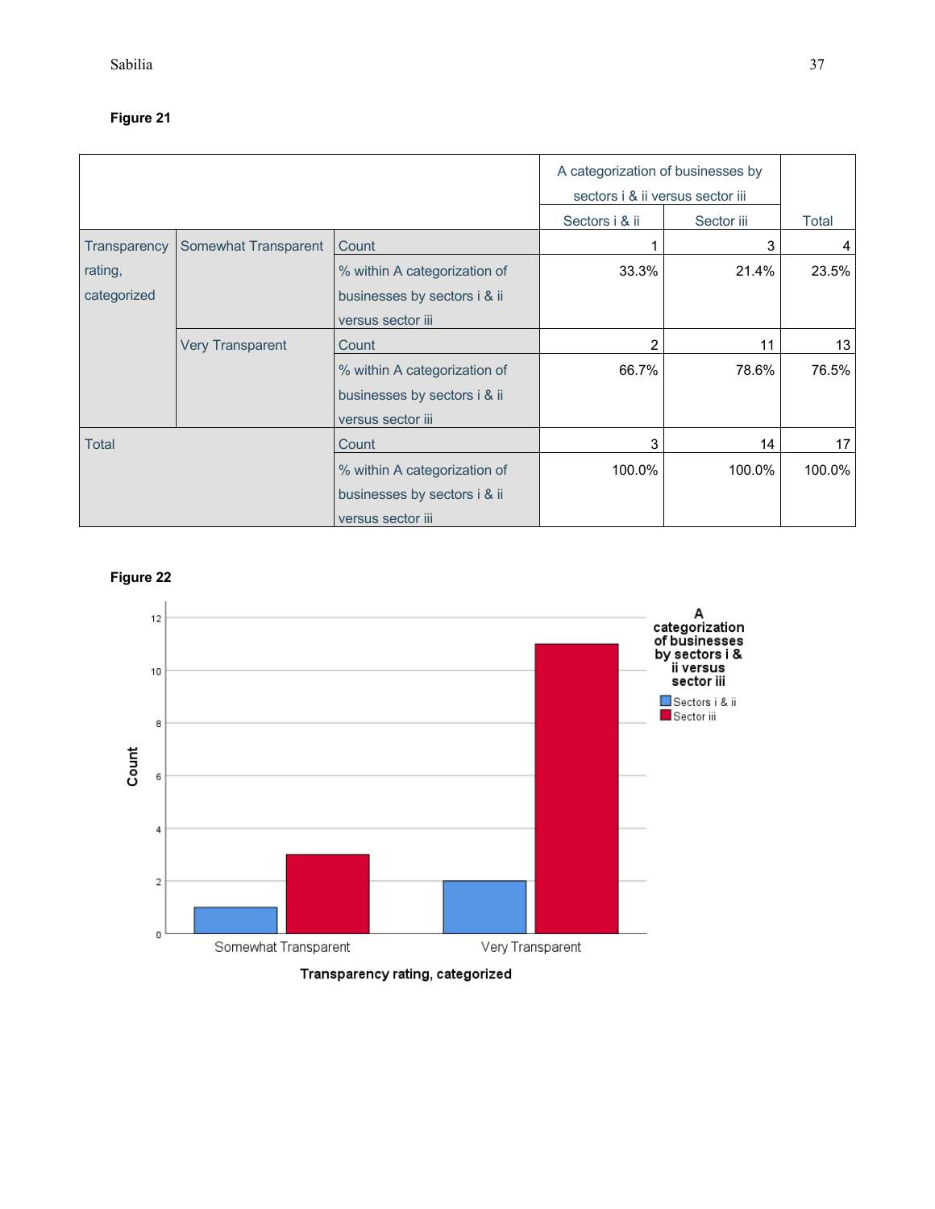**Figure 21**

| | | | A categorization of businesses by sectors i & ii versus sector iii | | |
|---|---|---|---|---|---|
| | | | Sectors i & ii | Sector iii | Total |
| Transparency rating, categorized | Somewhat Transparent | Count | 1 | 3 | 4 |
| | | % within A categorization of businesses by sectors i & ii versus sector iii | 33.3% | 21.4% | 23.5% |
| | Very Transparent | Count | 2 | 11 | 13 |
| | | % within A categorization of businesses by sectors i & ii versus sector iii | 66.7% | 78.6% | 76.5% |
| Total | | Count | 3 | 14 | 17 |
| | | % within A categorization of businesses by sectors i & ii versus sector iii | 100.0% | 100.0% | 100.0% |

**Figure 22**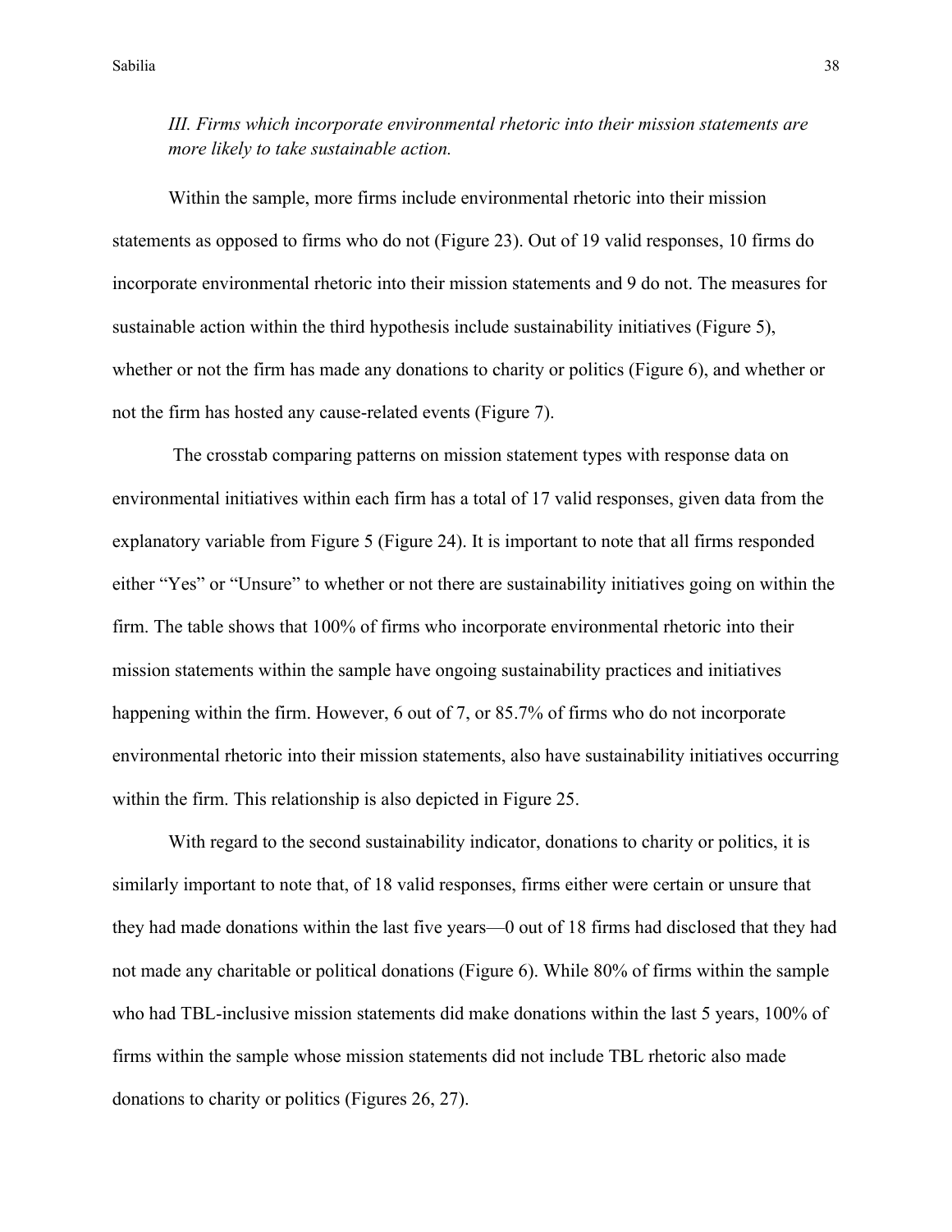*III. Firms which incorporate environmental rhetoric into their mission statements are more likely to take sustainable action.*

Within the sample, more firms include environmental rhetoric into their mission statements as opposed to firms who do not (Figure 23). Out of 19 valid responses, 10 firms do incorporate environmental rhetoric into their mission statements and 9 do not. The measures for sustainable action within the third hypothesis include sustainability initiatives (Figure 5), whether or not the firm has made any donations to charity or politics (Figure 6), and whether or not the firm has hosted any cause-related events (Figure 7).

The crosstab comparing patterns on mission statement types with response data on environmental initiatives within each firm has a total of 17 valid responses, given data from the explanatory variable from Figure 5 (Figure 24). It is important to note that all firms responded either "Yes" or "Unsure" to whether or not there are sustainability initiatives going on within the firm. The table shows that 100% of firms who incorporate environmental rhetoric into their mission statements within the sample have ongoing sustainability practices and initiatives happening within the firm. However, 6 out of 7, or 85.7% of firms who do not incorporate environmental rhetoric into their mission statements, also have sustainability initiatives occurring within the firm. This relationship is also depicted in Figure 25.

With regard to the second sustainability indicator, donations to charity or politics, it is similarly important to note that, of 18 valid responses, firms either were certain or unsure that they had made donations within the last five years—0 out of 18 firms had disclosed that they had not made any charitable or political donations (Figure 6). While 80% of firms within the sample who had TBL-inclusive mission statements did make donations within the last 5 years, 100% of firms within the sample whose mission statements did not include TBL rhetoric also made donations to charity or politics (Figures 26, 27).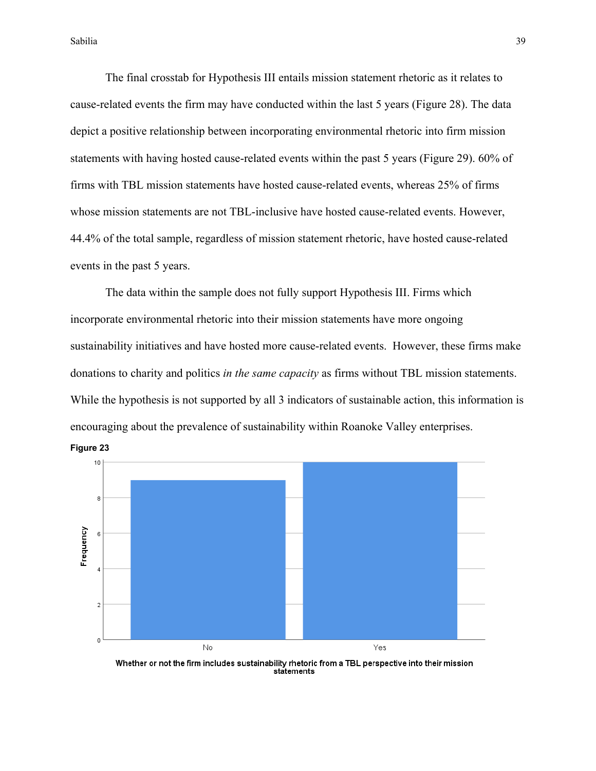The final crosstab for Hypothesis III entails mission statement rhetoric as it relates to cause-related events the firm may have conducted within the last 5 years (Figure 28). The data depict a positive relationship between incorporating environmental rhetoric into firm mission statements with having hosted cause-related events within the past 5 years (Figure 29). 60% of firms with TBL mission statements have hosted cause-related events, whereas 25% of firms whose mission statements are not TBL-inclusive have hosted cause-related events. However, 44.4% of the total sample, regardless of mission statement rhetoric, have hosted cause-related events in the past 5 years.

The data within the sample does not fully support Hypothesis III. Firms which incorporate environmental rhetoric into their mission statements have more ongoing sustainability initiatives and have hosted more cause-related events. However, these firms make donations to charity and politics *in the same capacity* as firms without TBL mission statements. While the hypothesis is not supported by all 3 indicators of sustainable action, this information is encouraging about the prevalence of sustainability within Roanoke Valley enterprises.

**Figure 23**

Whether or not the firm includes sustainability rhetoric from a TBL perspective into their mission statements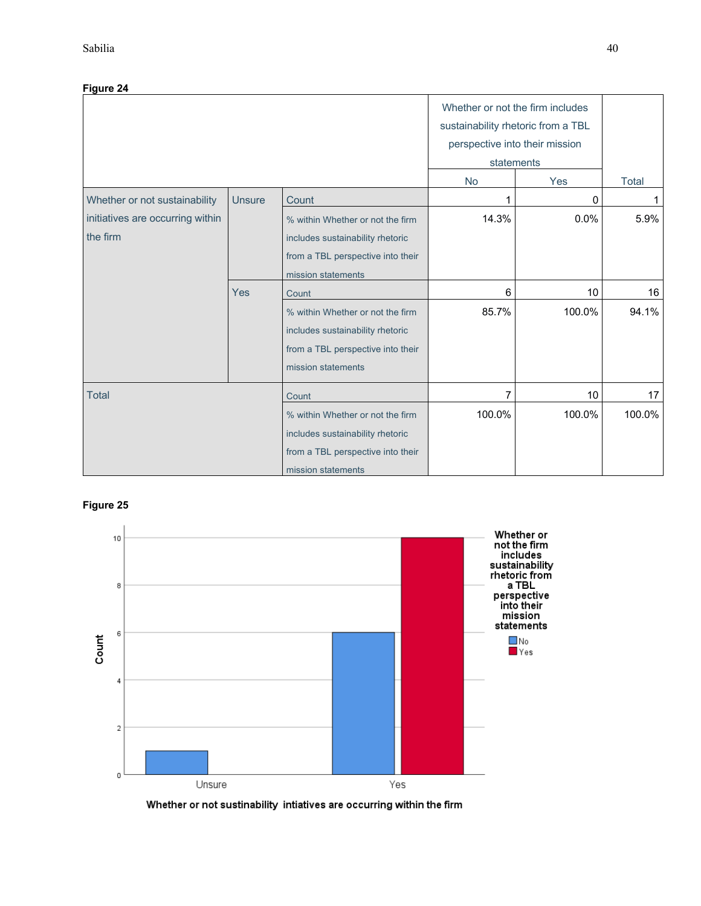**Figure 24**

| | | | Whether or not the firm includes sustainability rhetoric from a TBL perspective into their mission statements | | |
|---|---|---|---|---|---|
| | | | No | Yes | Total |
| Whether or not sustainability initiatives are occurring within the firm | Unsure | Count | 1 | 0 | 1 |
| | | % within Whether or not the firm includes sustainability rhetoric from a TBL perspective into their mission statements | 14.3% | 0.0% | 5.9% |
| | Yes | Count | 6 | 10 | 16 |
| | | % within Whether or not the firm includes sustainability rhetoric from a TBL perspective into their mission statements | 85.7% | 100.0% | 94.1% |
| Total | | Count | 7 | 10 | 17 |
| | | % within Whether or not the firm includes sustainability rhetoric from a TBL perspective into their mission statements | 100.0% | 100.0% | 100.0% |

**Figure 25**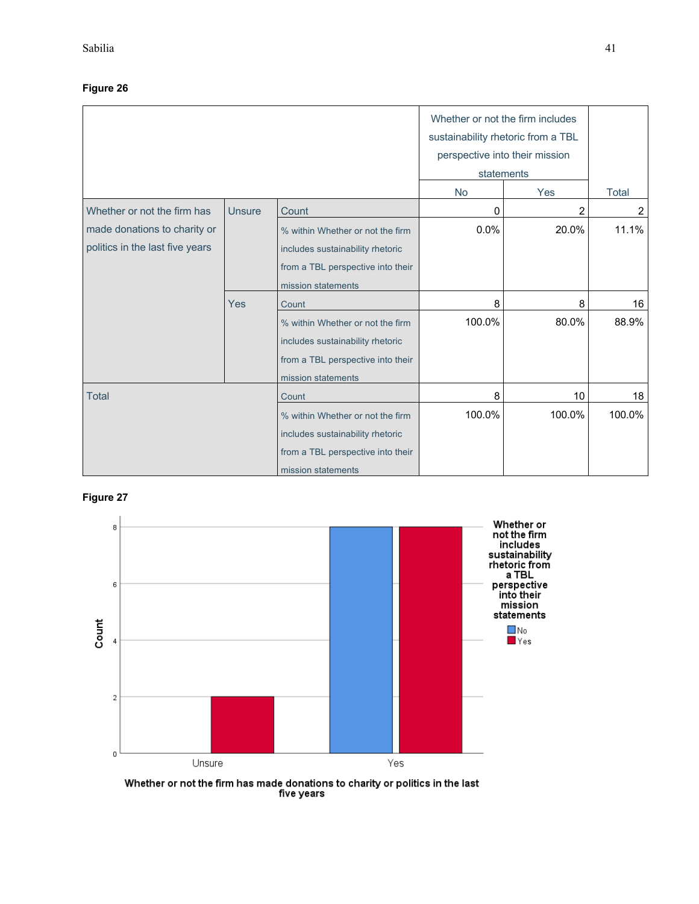**Figure 26**

| | | | Whether or not the firm includes sustainability rhetoric from a TBL perspective into their mission statements | | |
|---|---|---|---|---|---|
| | | | No | Yes | Total |
| Whether or not the firm has made donations to charity or politics in the last five years | Unsure | Count | 0 | 2 | 2 |
| | | % within Whether or not the firm includes sustainability rhetoric from a TBL perspective into their mission statements | 0.0% | 20.0% | 11.1% |
| | Yes | Count | 8 | 8 | 16 |
| | | % within Whether or not the firm includes sustainability rhetoric from a TBL perspective into their mission statements | 100.0% | 80.0% | 88.9% |
| Total | | Count | 8 | 10 | 18 |
| | | % within Whether or not the firm includes sustainability rhetoric from a TBL perspective into their mission statements | 100.0% | 100.0% | 100.0% |

**Figure 27**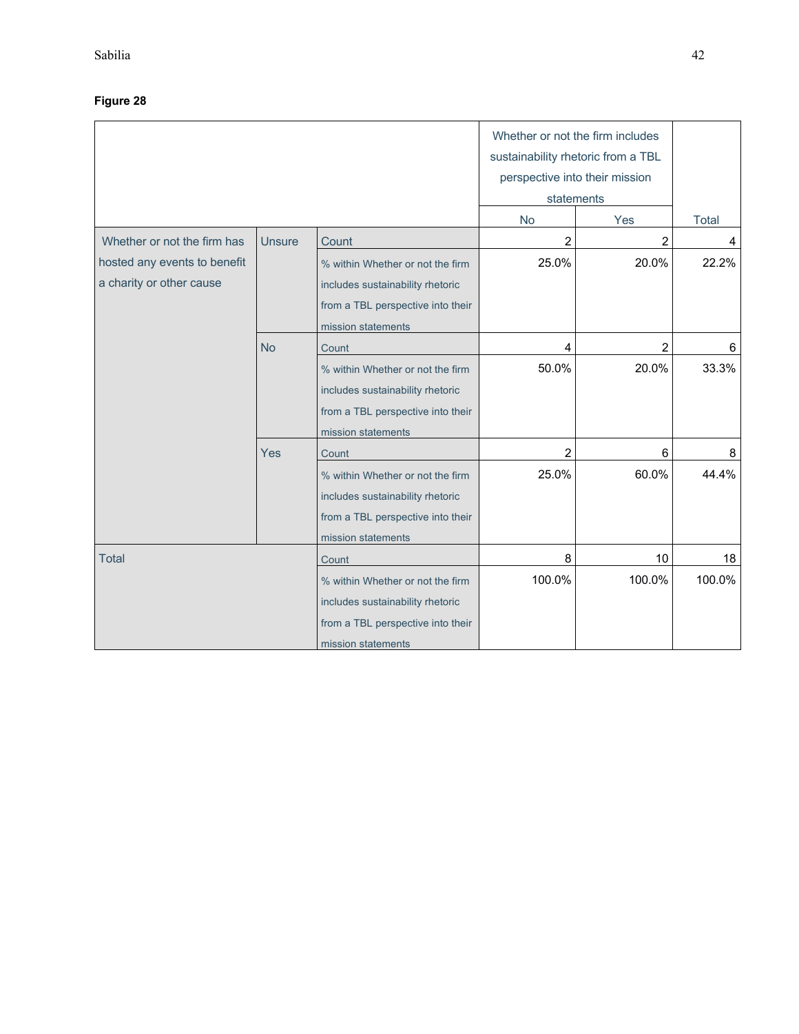**Figure 28**

| | | | Whether or not the firm includes sustainability rhetoric from a TBL perspective into their mission statements | | |
|---|---|---|---|---|---|
| | | | No | Yes | Total |
| Whether or not the firm has hosted any events to benefit a charity or other cause | Unsure | Count | 2 | 2 | 4 |
| | | % within Whether or not the firm includes sustainability rhetoric from a TBL perspective into their mission statements | 25.0% | 20.0% | 22.2% |
| | No | Count | 4 | 2 | 6 |
| | | % within Whether or not the firm includes sustainability rhetoric from a TBL perspective into their mission statements | 50.0% | 20.0% | 33.3% |
| | Yes | Count | 2 | 6 | 8 |
| | | % within Whether or not the firm includes sustainability rhetoric from a TBL perspective into their mission statements | 25.0% | 60.0% | 44.4% |
| Total | | Count | 8 | 10 | 18 |
| | | % within Whether or not the firm includes sustainability rhetoric from a TBL perspective into their mission statements | 100.0% | 100.0% | 100.0% |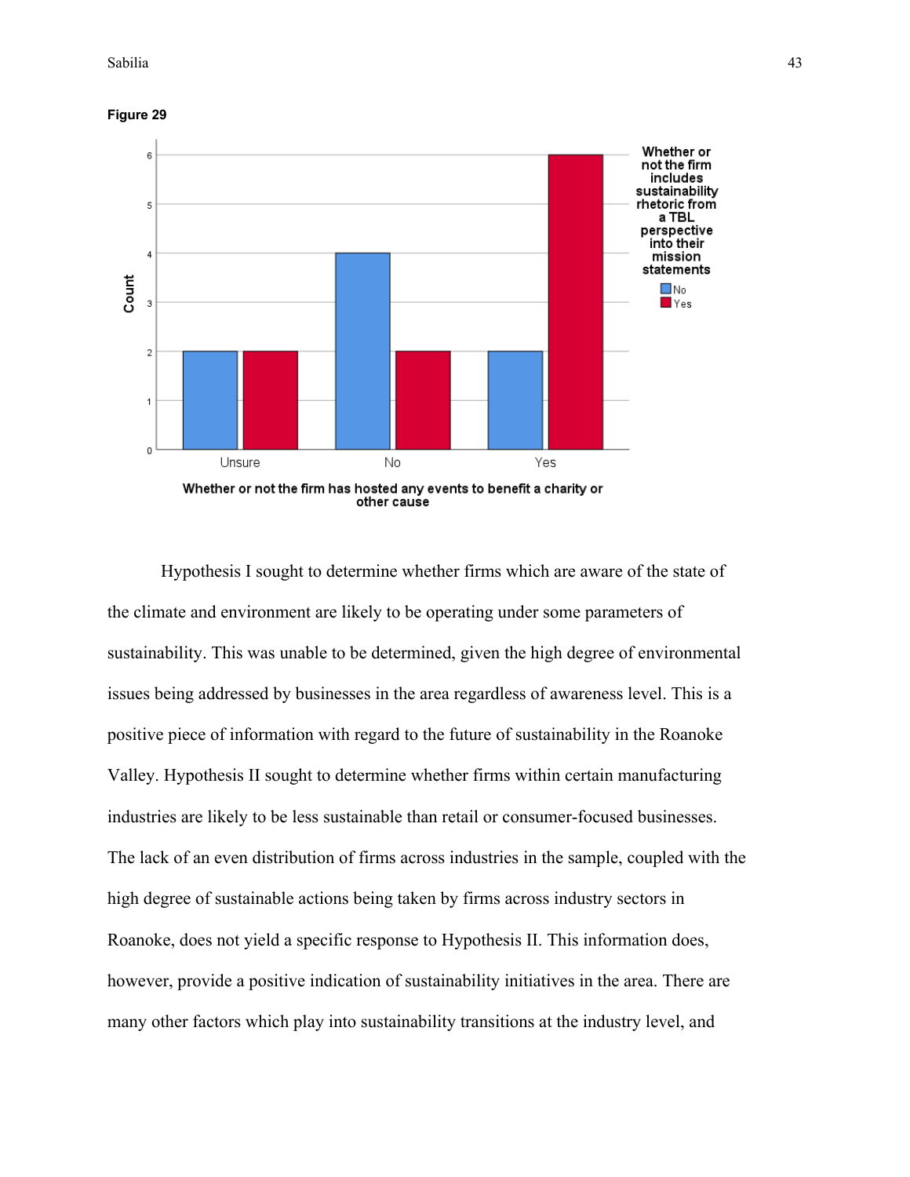**Figure 29**

Hypothesis I sought to determine whether firms which are aware of the state of the climate and environment are likely to be operating under some parameters of sustainability. This was unable to be determined, given the high degree of environmental issues being addressed by businesses in the area regardless of awareness level. This is a positive piece of information with regard to the future of sustainability in the Roanoke Valley. Hypothesis II sought to determine whether firms within certain manufacturing industries are likely to be less sustainable than retail or consumer-focused businesses. The lack of an even distribution of firms across industries in the sample, coupled with the high degree of sustainable actions being taken by firms across industry sectors in Roanoke, does not yield a specific response to Hypothesis II. This information does, however, provide a positive indication of sustainability initiatives in the area. There are many other factors which play into sustainability transitions at the industry level, and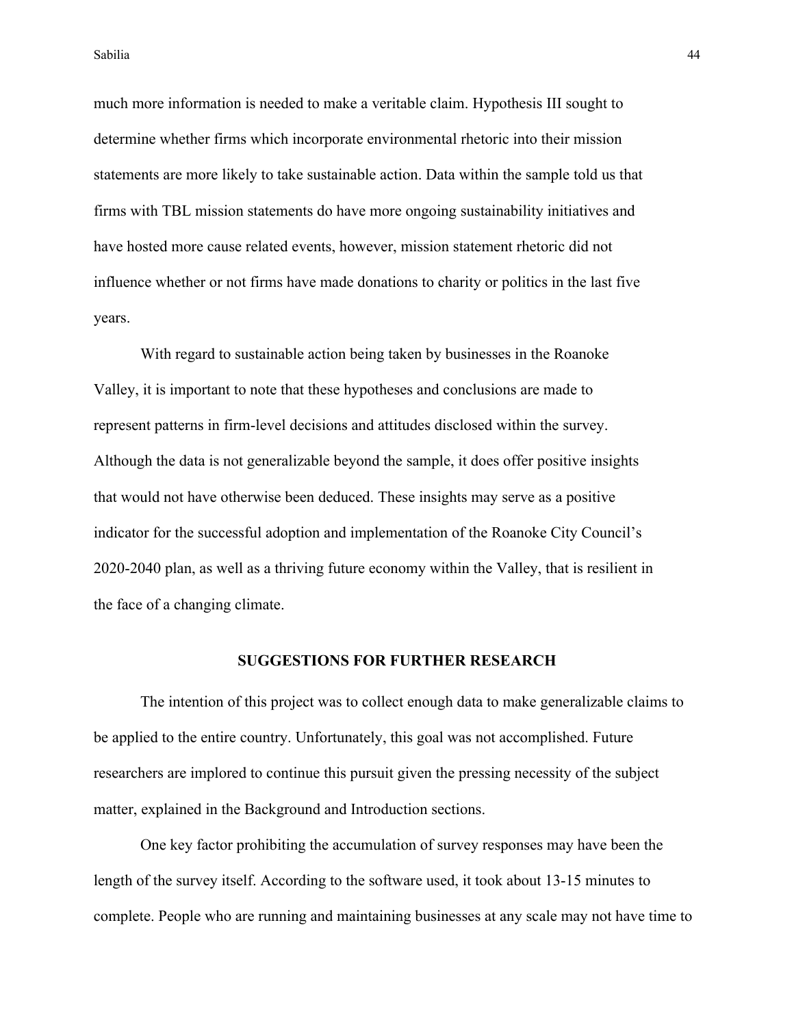much more information is needed to make a veritable claim. Hypothesis III sought to determine whether firms which incorporate environmental rhetoric into their mission statements are more likely to take sustainable action. Data within the sample told us that firms with TBL mission statements do have more ongoing sustainability initiatives and have hosted more cause related events, however, mission statement rhetoric did not influence whether or not firms have made donations to charity or politics in the last five years.

With regard to sustainable action being taken by businesses in the Roanoke Valley, it is important to note that these hypotheses and conclusions are made to represent patterns in firm-level decisions and attitudes disclosed within the survey. Although the data is not generalizable beyond the sample, it does offer positive insights that would not have otherwise been deduced. These insights may serve as a positive indicator for the successful adoption and implementation of the Roanoke City Council's 2020-2040 plan, as well as a thriving future economy within the Valley, that is resilient in the face of a changing climate.

## SUGGESTIONS FOR FURTHER RESEARCH

The intention of this project was to collect enough data to make generalizable claims to be applied to the entire country. Unfortunately, this goal was not accomplished. Future researchers are implored to continue this pursuit given the pressing necessity of the subject matter, explained in the Background and Introduction sections.

One key factor prohibiting the accumulation of survey responses may have been the length of the survey itself. According to the software used, it took about 13-15 minutes to complete. People who are running and maintaining businesses at any scale may not have time to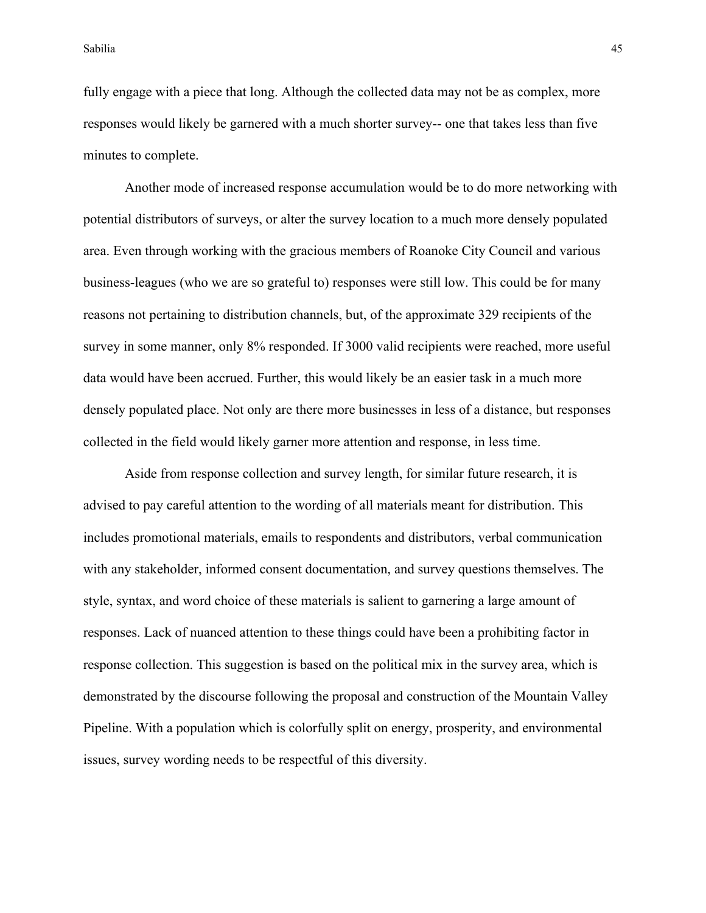fully engage with a piece that long. Although the collected data may not be as complex, more responses would likely be garnered with a much shorter survey-- one that takes less than five minutes to complete.

Another mode of increased response accumulation would be to do more networking with potential distributors of surveys, or alter the survey location to a much more densely populated area. Even through working with the gracious members of Roanoke City Council and various business-leagues (who we are so grateful to) responses were still low. This could be for many reasons not pertaining to distribution channels, but, of the approximate 329 recipients of the survey in some manner, only 8% responded. If 3000 valid recipients were reached, more useful data would have been accrued. Further, this would likely be an easier task in a much more densely populated place. Not only are there more businesses in less of a distance, but responses collected in the field would likely garner more attention and response, in less time.

Aside from response collection and survey length, for similar future research, it is advised to pay careful attention to the wording of all materials meant for distribution. This includes promotional materials, emails to respondents and distributors, verbal communication with any stakeholder, informed consent documentation, and survey questions themselves. The style, syntax, and word choice of these materials is salient to garnering a large amount of responses. Lack of nuanced attention to these things could have been a prohibiting factor in response collection. This suggestion is based on the political mix in the survey area, which is demonstrated by the discourse following the proposal and construction of the Mountain Valley Pipeline. With a population which is colorfully split on energy, prosperity, and environmental issues, survey wording needs to be respectful of this diversity.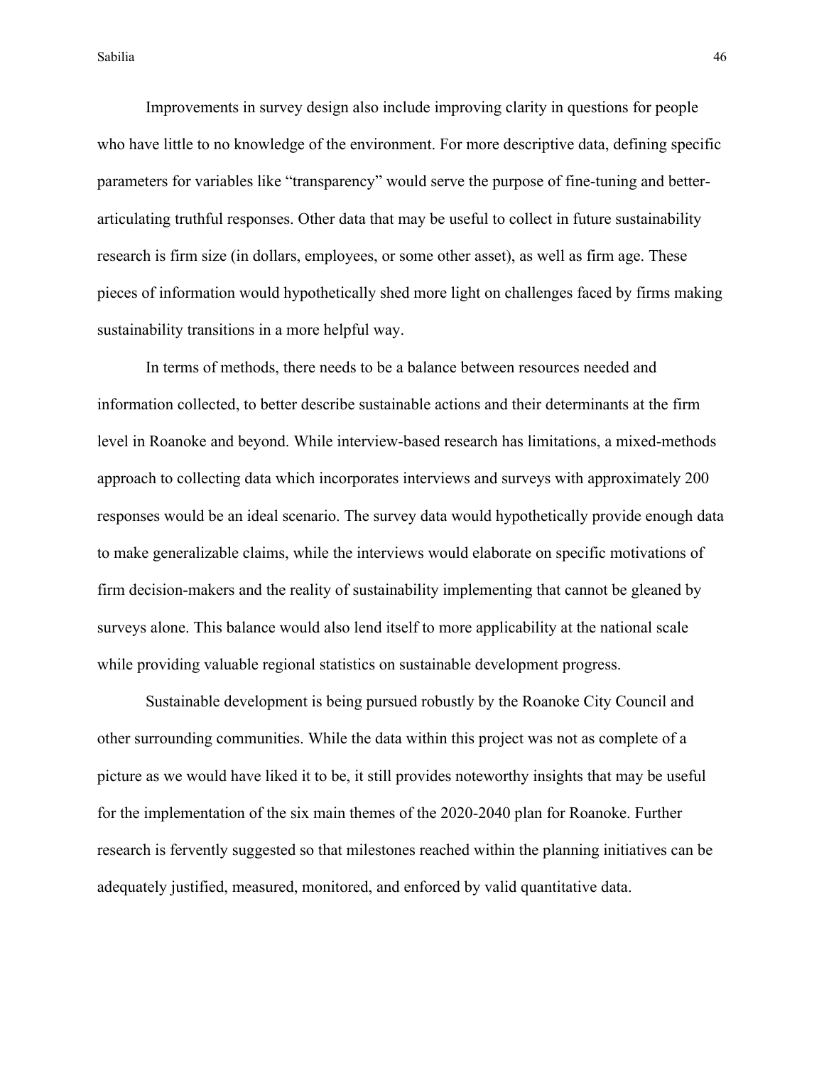Improvements in survey design also include improving clarity in questions for people who have little to no knowledge of the environment. For more descriptive data, defining specific parameters for variables like "transparency" would serve the purpose of fine-tuning and better-articulating truthful responses. Other data that may be useful to collect in future sustainability research is firm size (in dollars, employees, or some other asset), as well as firm age. These pieces of information would hypothetically shed more light on challenges faced by firms making sustainability transitions in a more helpful way.

In terms of methods, there needs to be a balance between resources needed and information collected, to better describe sustainable actions and their determinants at the firm level in Roanoke and beyond. While interview-based research has limitations, a mixed-methods approach to collecting data which incorporates interviews and surveys with approximately 200 responses would be an ideal scenario. The survey data would hypothetically provide enough data to make generalizable claims, while the interviews would elaborate on specific motivations of firm decision-makers and the reality of sustainability implementing that cannot be gleaned by surveys alone. This balance would also lend itself to more applicability at the national scale while providing valuable regional statistics on sustainable development progress.

Sustainable development is being pursued robustly by the Roanoke City Council and other surrounding communities. While the data within this project was not as complete of a picture as we would have liked it to be, it still provides noteworthy insights that may be useful for the implementation of the six main themes of the 2020-2040 plan for Roanoke. Further research is fervently suggested so that milestones reached within the planning initiatives can be adequately justified, measured, monitored, and enforced by valid quantitative data.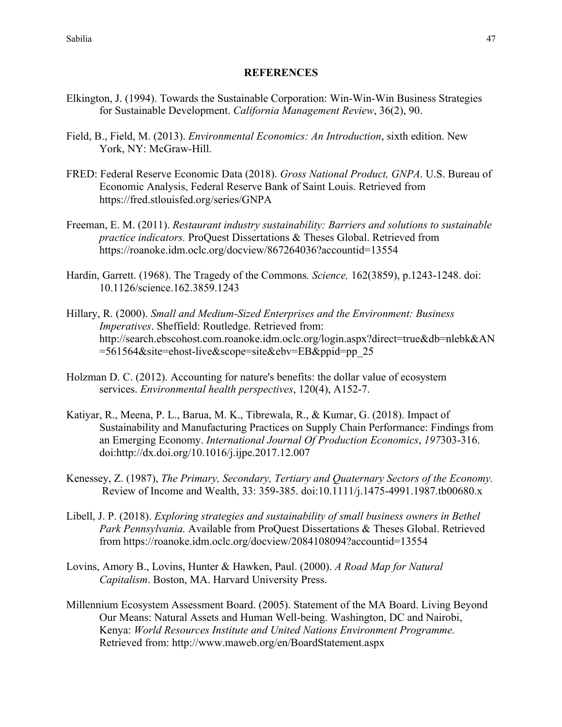## REFERENCES

Elkington, J. (1994). Towards the Sustainable Corporation: Win-Win-Win Business Strategies for Sustainable Development. *California Management Review*, 36(2), 90.

Field, B., Field, M. (2013). *Environmental Economics: An Introduction*, sixth edition. New York, NY: McGraw-Hill.

FRED: Federal Reserve Economic Data (2018). *Gross National Product, GNPA*. U.S. Bureau of Economic Analysis, Federal Reserve Bank of Saint Louis. Retrieved from https://fred.stlouisfed.org/series/GNPA

Freeman, E. M. (2011). *Restaurant industry sustainability: Barriers and solutions to sustainable practice indicators.* ProQuest Dissertations & Theses Global. Retrieved from https://roanoke.idm.oclc.org/docview/867264036?accountid=13554

Hardin, Garrett. (1968). The Tragedy of the Commons*. Science,* 162(3859), p.1243-1248. doi: 10.1126/science.162.3859.1243

Hillary, R. (2000). *Small and Medium-Sized Enterprises and the Environment: Business Imperatives*. Sheffield: Routledge. Retrieved from: http://search.ebscohost.com.roanoke.idm.oclc.org/login.aspx?direct=true&db=nlebk&AN=561564&site=ehost-live&scope=site&ebv=EB&ppid=pp_25

Holzman D. C. (2012). Accounting for nature's benefits: the dollar value of ecosystem services. *Environmental health perspectives*, 120(4), A152-7.

Katiyar, R., Meena, P. L., Barua, M. K., Tibrewala, R., & Kumar, G. (2018). Impact of Sustainability and Manufacturing Practices on Supply Chain Performance: Findings from an Emerging Economy. *International Journal Of Production Economics*, *197*303-316. doi:http://dx.doi.org/10.1016/j.ijpe.2017.12.007

Kenessey, Z. (1987), *The Primary, Secondary, Tertiary and Quaternary Sectors of the Economy.* Review of Income and Wealth, 33: 359-385. doi:10.1111/j.1475-4991.1987.tb00680.x

Libell, J. P. (2018). *Exploring strategies and sustainability of small business owners in Bethel Park Pennsylvania.* Available from ProQuest Dissertations & Theses Global. Retrieved from https://roanoke.idm.oclc.org/docview/2084108094?accountid=13554

Lovins, Amory B., Lovins, Hunter & Hawken, Paul. (2000). *A Road Map for Natural Capitalism*. Boston, MA. Harvard University Press.

Millennium Ecosystem Assessment Board. (2005). Statement of the MA Board. Living Beyond Our Means: Natural Assets and Human Well-being. Washington, DC and Nairobi, Kenya: *World Resources Institute and United Nations Environment Programme.* Retrieved from: http://www.maweb.org/en/BoardStatement.aspx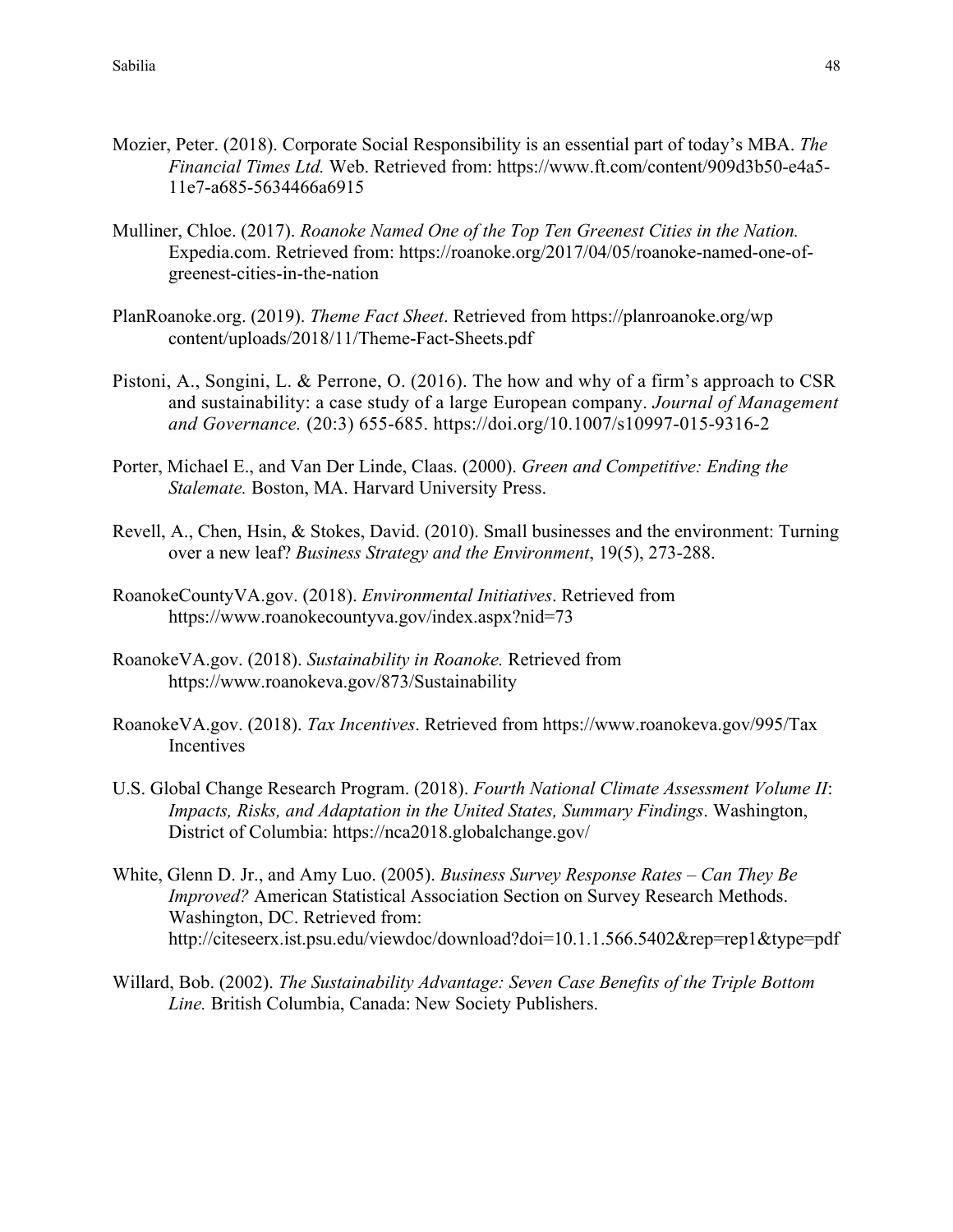Mozier, Peter. (2018). Corporate Social Responsibility is an essential part of today's MBA. *The Financial Times Ltd.* Web. Retrieved from: https://www.ft.com/content/909d3b50-e4a5-11e7-a685-5634466a6915

Mulliner, Chloe. (2017). *Roanoke Named One of the Top Ten Greenest Cities in the Nation.* Expedia.com. Retrieved from: https://roanoke.org/2017/04/05/roanoke-named-one-of-greenest-cities-in-the-nation

PlanRoanoke.org. (2019). *Theme Fact Sheet*. Retrieved from https://planroanoke.org/wp content/uploads/2018/11/Theme-Fact-Sheets.pdf

Pistoni, A., Songini, L. & Perrone, O. (2016). The how and why of a firm's approach to CSR and sustainability: a case study of a large European company. *Journal of Management and Governance.* (20:3) 655-685. https://doi.org/10.1007/s10997-015-9316-2

Porter, Michael E., and Van Der Linde, Claas. (2000). *Green and Competitive: Ending the Stalemate.* Boston, MA. Harvard University Press.

Revell, A., Chen, Hsin, & Stokes, David. (2010). Small businesses and the environment: Turning over a new leaf? *Business Strategy and the Environment*, 19(5), 273-288.

RoanokeCountyVA.gov. (2018). *Environmental Initiatives*. Retrieved from https://www.roanokecountyva.gov/index.aspx?nid=73

RoanokeVA.gov. (2018). *Sustainability in Roanoke.* Retrieved from https://www.roanokeva.gov/873/Sustainability

RoanokeVA.gov. (2018). *Tax Incentives*. Retrieved from https://www.roanokeva.gov/995/Tax Incentives

U.S. Global Change Research Program. (2018). *Fourth National Climate Assessment Volume II*: *Impacts, Risks, and Adaptation in the United States, Summary Findings*. Washington, District of Columbia: https://nca2018.globalchange.gov/

White, Glenn D. Jr., and Amy Luo. (2005). *Business Survey Response Rates – Can They Be Improved?* American Statistical Association Section on Survey Research Methods. Washington, DC. Retrieved from: http://citeseerx.ist.psu.edu/viewdoc/download?doi=10.1.1.566.5402&rep=rep1&type=pdf

Willard, Bob. (2002). *The Sustainability Advantage: Seven Case Benefits of the Triple Bottom Line.* British Columbia, Canada: New Society Publishers.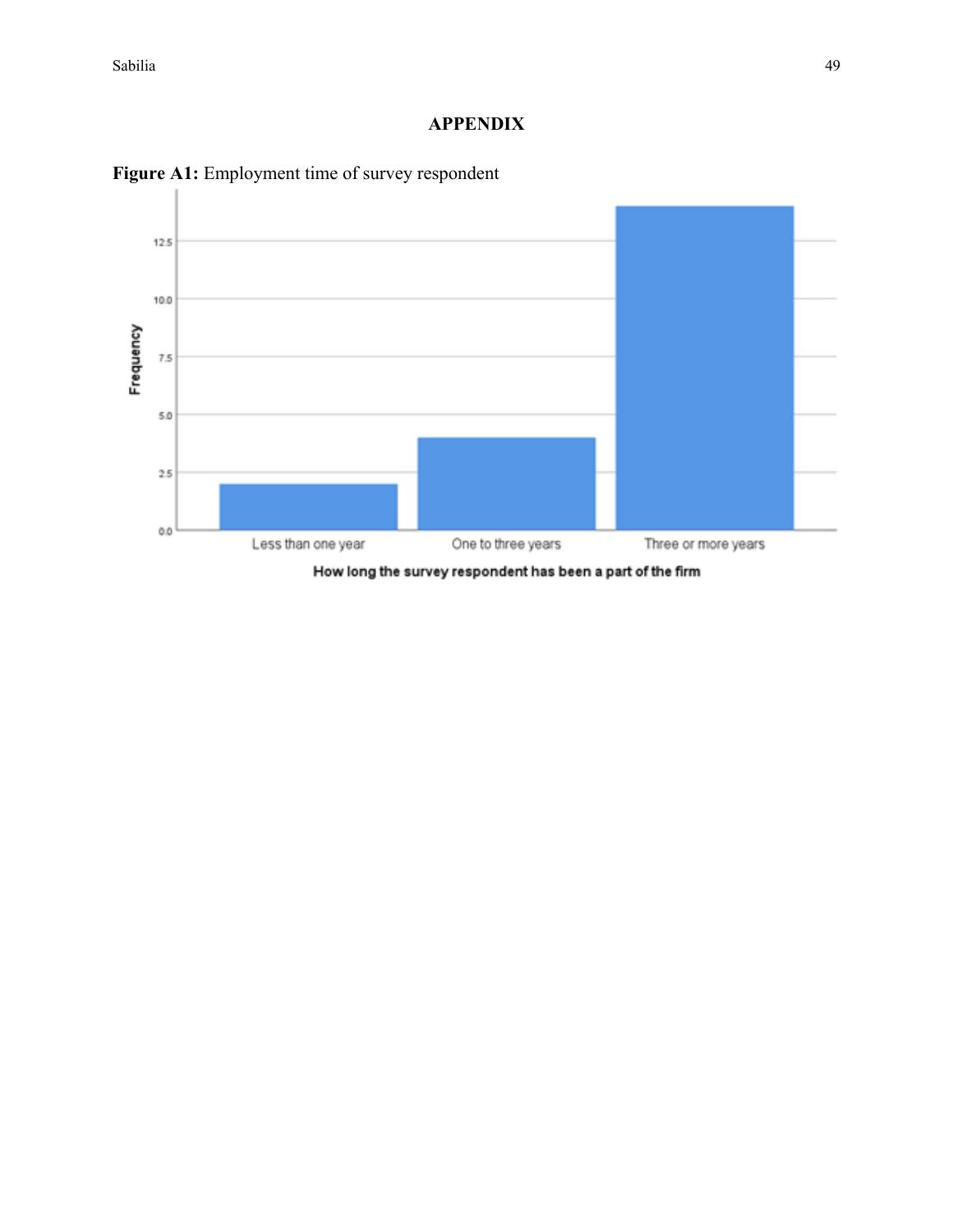# APPENDIX

**Figure A1:** Employment time of survey respondent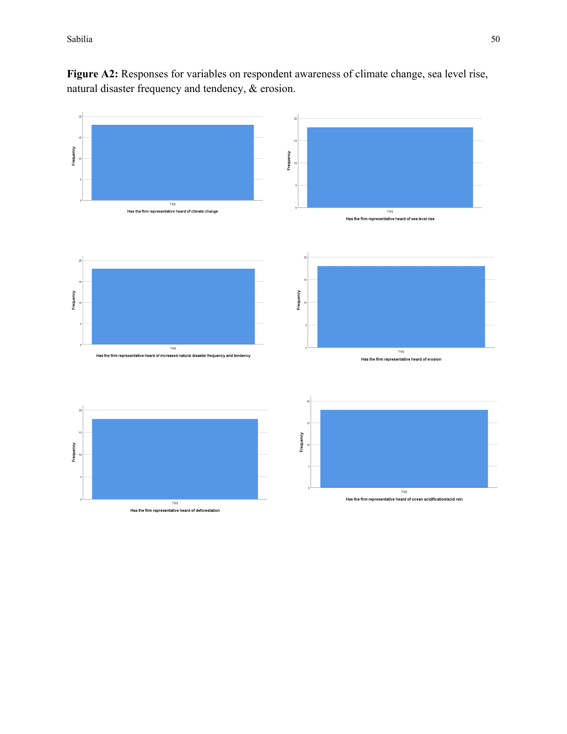**Figure A2:** Responses for variables on respondent awareness of climate change, sea level rise, natural disaster frequency and tendency, & erosion.

20
15
10
5
0
Frequency
Yes
Has the firm representative heard of climate change

20
15
10
5
0
Frequency
Yes
Has the firm representative heard of sea level rise

20
15
10
5
0
Frequency
Yes
Has the firm representative heard of increased natural disaster frequency and tendency

20
15
10
5
0
Frequency
Yes
Has the firm representative heard of erosion

20
15
10
5
0
Frequency
Yes
Has the firm representative heard of deforestation

20
15
10
5
0
Frequency
Yes
Has the firm representative heard of ocean acidification/acid rain